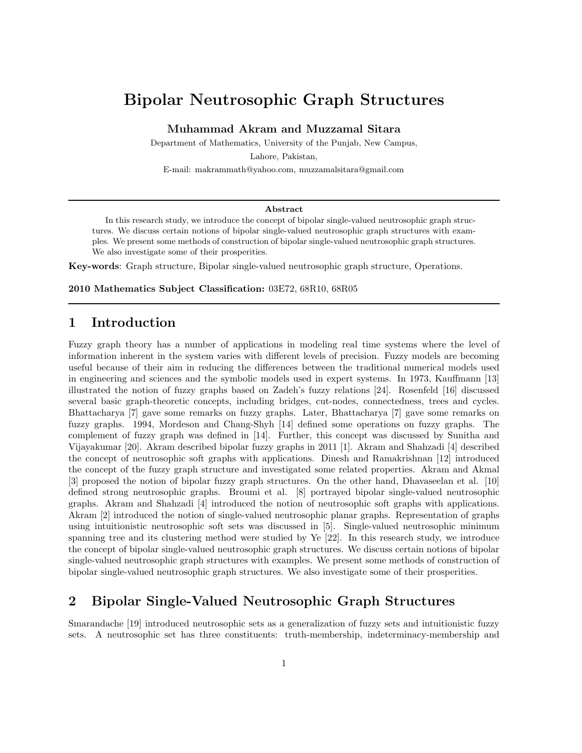# Bipolar Neutrosophic Graph Structures

**Muhammad Akram and Muzzamal Sitara**

Department of Mathematics, University of the Punjab, New Campus,

Lahore, Pakistan,

E-mail: makrammath@yahoo.com, muzzamalsitara@gmail.com

---

**Abstract**

In this research study, we introduce the concept of bipolar single-valued neutrosophic graph structures. We discuss certain notions of bipolar single-valued neutrosophic graph structures with examples. We present some methods of construction of bipolar single-valued neutrosophic graph structures. We also investigate some of their prosperities.

**Key-words**: Graph structure, Bipolar single-valued neutrosophic graph structure, Operations.

**2010 Mathematics Subject Classification:** 03E72, 68R10, 68R05

---

## 1 Introduction

Fuzzy graph theory has a number of applications in modeling real time systems where the level of information inherent in the system varies with different levels of precision. Fuzzy models are becoming useful because of their aim in reducing the differences between the traditional numerical models used in engineering and sciences and the symbolic models used in expert systems. In 1973, Kauffmann [13] illustrated the notion of fuzzy graphs based on Zadeh's fuzzy relations [24]. Rosenfeld [16] discussed several basic graph-theoretic concepts, including bridges, cut-nodes, connectedness, trees and cycles. Bhattacharya [7] gave some remarks on fuzzy graphs. Later, Bhattacharya [7] gave some remarks on fuzzy graphs. 1994, Mordeson and Chang-Shyh [14] defined some operations on fuzzy graphs. The complement of fuzzy graph was defined in [14]. Further, this concept was discussed by Sunitha and Vijayakumar [20]. Akram described bipolar fuzzy graphs in 2011 [1]. Akram and Shahzadi [4] described the concept of neutrosophic soft graphs with applications. Dinesh and Ramakrishnan [12] introduced the concept of the fuzzy graph structure and investigated some related properties. Akram and Akmal [3] proposed the notion of bipolar fuzzy graph structures. On the other hand, Dhavaseelan et al. [10] defined strong neutrosophic graphs. Broumi et al. [8] portrayed bipolar single-valued neutrosophic graphs. Akram and Shahzadi [4] introduced the notion of neutrosophic soft graphs with applications. Akram [2] introduced the notion of single-valued neutrosophic planar graphs. Representation of graphs using intuitionistic neutrosophic soft sets was discussed in [5]. Single-valued neutrosophic minimum spanning tree and its clustering method were studied by Ye [22]. In this research study, we introduce the concept of bipolar single-valued neutrosophic graph structures. We discuss certain notions of bipolar single-valued neutrosophic graph structures with examples. We present some methods of construction of bipolar single-valued neutrosophic graph structures. We also investigate some of their prosperities.

## 2 Bipolar Single-Valued Neutrosophic Graph Structures

Smarandache [19] introduced neutrosophic sets as a generalization of fuzzy sets and intuitionistic fuzzy sets. A neutrosophic set has three constituents: truth-membership, indeterminacy-membership and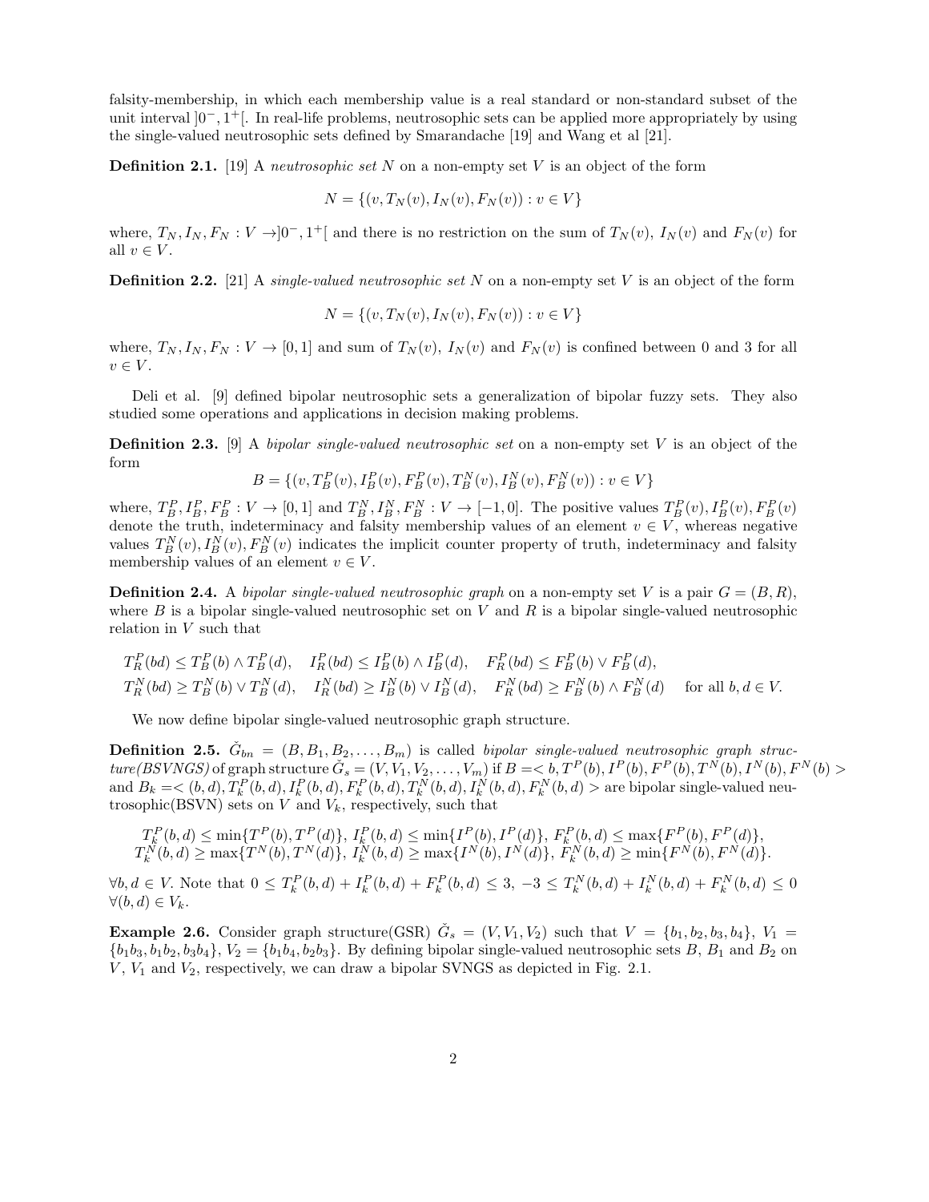falsity-membership, in which each membership value is a real standard or non-standard subset of the unit interval $]0^-, 1^+[$. In real-life problems, neutrosophic sets can be applied more appropriately by using the single-valued neutrosophic sets defined by Smarandache [19] and Wang et al [21].

**Definition 2.1.** [19] A *neutrosophic set* $N$ on a non-empty set $V$ is an object of the form

$$N = \{(v, T_N(v), I_N(v), F_N(v)) : v \in V\}$$

where, $T_N, I_N, F_N : V \to ]0^-, 1^+[$ and there is no restriction on the sum of $T_N(v)$, $I_N(v)$ and $F_N(v)$ for all $v \in V$.

**Definition 2.2.** [21] A *single-valued neutrosophic set* $N$ on a non-empty set $V$ is an object of the form

$$N = \{(v, T_N(v), I_N(v), F_N(v)) : v \in V\}$$

where, $T_N, I_N, F_N : V \to [0, 1]$ and sum of $T_N(v)$, $I_N(v)$ and $F_N(v)$ is confined between 0 and 3 for all $v \in V$.

Deli et al. [9] defined bipolar neutrosophic sets a generalization of bipolar fuzzy sets. They also studied some operations and applications in decision making problems.

**Definition 2.3.** [9] A *bipolar single-valued neutrosophic set* on a non-empty set $V$ is an object of the form

$$B = \{(v, T_B^P(v), I_B^P(v), F_B^P(v), T_B^N(v), I_B^N(v), F_B^N(v)) : v \in V\}$$

where, $T_B^P, I_B^P, F_B^P : V \to [0, 1]$ and $T_B^N, I_B^N, F_B^N : V \to [-1, 0]$. The positive values $T_B^P(v), I_B^P(v), F_B^P(v)$ denote the truth, indeterminacy and falsity membership values of an element $v \in V$, whereas negative values $T_B^N(v), I_B^N(v), F_B^N(v)$ indicates the implicit counter property of truth, indeterminacy and falsity membership values of an element $v \in V$.

**Definition 2.4.** A *bipolar single-valued neutrosophic graph* on a non-empty set $V$ is a pair $G = (B, R)$, where $B$ is a bipolar single-valued neutrosophic set on $V$ and $R$ is a bipolar single-valued neutrosophic relation in $V$ such that

$$T_R^P(bd) \le T_B^P(b) \wedge T_B^P(d), \quad I_R^P(bd) \le I_B^P(b) \wedge I_B^P(d), \quad F_R^P(bd) \le F_B^P(b) \vee F_B^P(d),$$
$$T_R^N(bd) \ge T_B^N(b) \vee T_B^N(d), \quad I_R^N(bd) \ge I_B^N(b) \vee I_B^N(d), \quad F_R^N(bd) \ge F_B^N(b) \wedge F_B^N(d) \quad \text{for all } b, d \in V.$$

We now define bipolar single-valued neutrosophic graph structure.

**Definition 2.5.** $\check{G}_{bn} = (B, B_1, B_2, \ldots, B_m)$ is called *bipolar single-valued neutrosophic graph structure(BSVNGS)* of graph structure $\check{G}_s = (V, V_1, V_2, \ldots, V_m)$ if $B =< b, T^P(b), I^P(b), F^P(b), T^N(b), I^N(b), F^N(b) >$ and $B_k =< (b, d), T_k^P(b, d), I_k^P(b, d), F_k^P(b, d), T_k^N(b, d), I_k^N(b, d), F_k^N(b, d) >$ are bipolar single-valued neutrosophic(BSVN) sets on $V$ and $V_k$, respectively, such that

$$T_k^P(b, d) \le \min\{T^P(b), T^P(d)\},\ I_k^P(b, d) \le \min\{I^P(b), I^P(d)\},\ F_k^P(b, d) \le \max\{F^P(b), F^P(d)\},$$
$$T_k^N(b, d) \ge \max\{T^N(b), T^N(d)\},\ I_k^N(b, d) \ge \max\{I^N(b), I^N(d)\},\ F_k^N(b, d) \ge \min\{F^N(b), F^N(d)\}.$$

$\forall b, d \in V$. Note that $0 \le T_k^P(b, d) + I_k^P(b, d) + F_k^P(b, d) \le 3$, $-3 \le T_k^N(b, d) + I_k^N(b, d) + F_k^N(b, d) \le 0$ $\forall (b, d) \in V_k$.

**Example 2.6.** Consider graph structure(GSR) $\check{G}_s = (V, V_1, V_2)$ such that $V = \{b_1, b_2, b_3, b_4\}$, $V_1 = \{b_1b_3, b_1b_2, b_3b_4\}$, $V_2 = \{b_1b_4, b_2b_3\}$. By defining bipolar single-valued neutrosophic sets $B$, $B_1$ and $B_2$ on $V$, $V_1$ and $V_2$, respectively, we can draw a bipolar SVNGS as depicted in Fig. 2.1.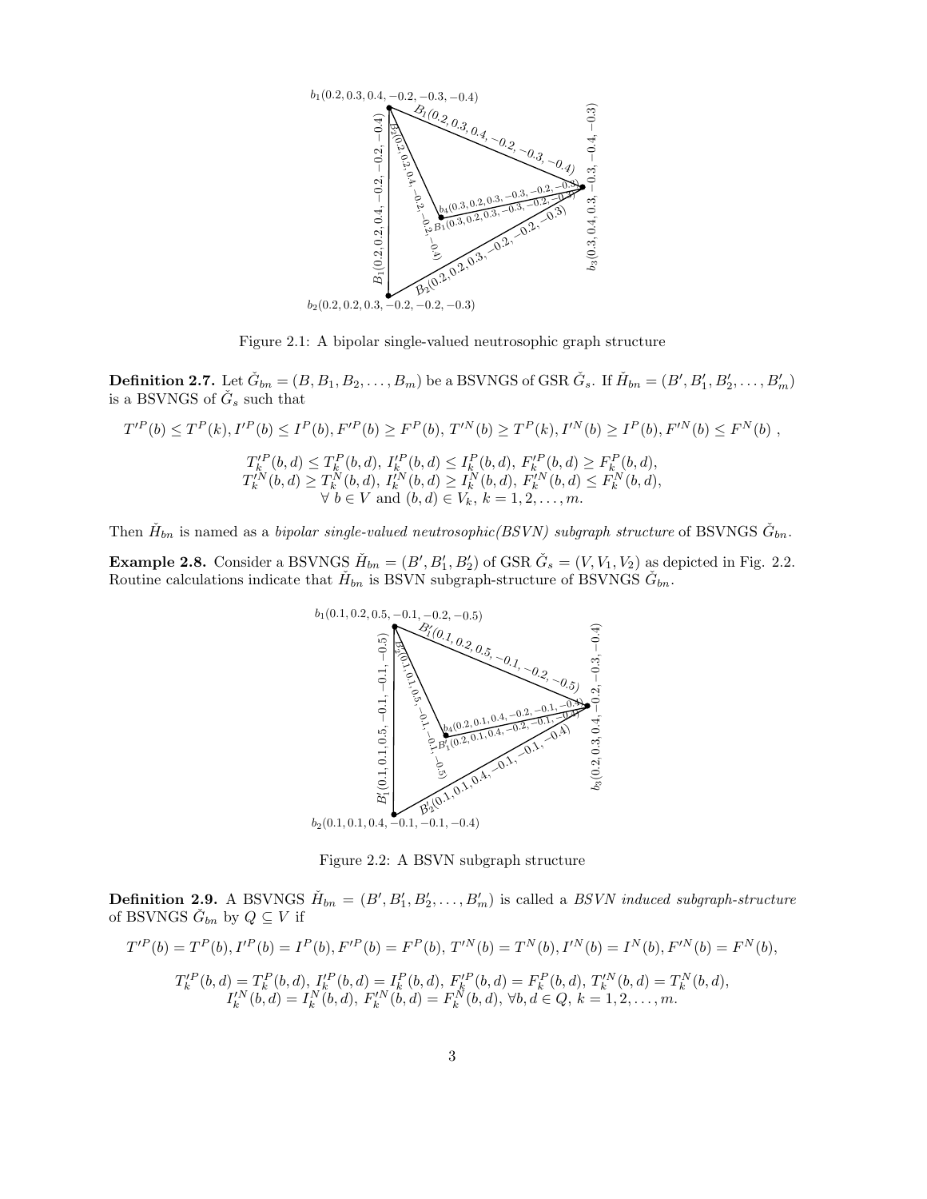Figure 2.1: A bipolar single-valued neutrosophic graph structure

**Definition 2.7.** Let $\check{G}_{bn} = (B, B_1, B_2, \ldots, B_m)$ be a BSVNGS of GSR $\check{G}_s$. If $\check{H}_{bn} = (B', B_1', B_2', \ldots, B_m')$ is a BSVNGS of $\check{G}_s$ such that

$$T'^P(b) \leq T^P(k), I'^P(b) \leq I^P(b), F'^P(b) \geq F^P(b),\ T'^N(b) \geq T^P(k), I'^N(b) \geq I^P(b), F'^N(b) \leq F^N(b)\ ,$$

$$T_k'^P(b,d) \leq T_k^P(b,d),\ I_k'^P(b,d) \leq I_k^P(b,d),\ F_k'^P(b,d) \geq F_k^P(b,d),$$
$$T_k'^N(b,d) \geq T_k^N(b,d),\ I_k'^N(b,d) \geq I_k^N(b,d),\ F_k'^N(b,d) \leq F_k^N(b,d),$$
$$\forall\ b \in V \text{ and } (b,d) \in V_k,\ k = 1, 2, \ldots, m.$$

Then $\check{H}_{bn}$ is named as a *bipolar single-valued neutrosophic(BSVN) subgraph structure* of BSVNGS $\check{G}_{bn}$.

**Example 2.8.** Consider a BSVNGS $\check{H}_{bn} = (B', B_1', B_2')$ of GSR $\check{G}_s = (V, V_1, V_2)$ as depicted in Fig. 2.2. Routine calculations indicate that $\check{H}_{bn}$ is BSVN subgraph-structure of BSVNGS $\check{G}_{bn}$.

Figure 2.2: A BSVN subgraph structure

**Definition 2.9.** A BSVNGS $\check{H}_{bn} = (B', B_1', B_2', \ldots, B_m')$ is called a *BSVN induced subgraph-structure* of BSVNGS $\check{G}_{bn}$ by $Q \subseteq V$ if

$$T'^P(b) = T^P(b), I'^P(b) = I^P(b), F'^P(b) = F^P(b),\ T'^N(b) = T^N(b), I'^N(b) = I^N(b), F'^N(b) = F^N(b),$$

$$T_k'^P(b,d) = T_k^P(b,d),\ I_k'^P(b,d) = I_k^P(b,d),\ F_k'^P(b,d) = F_k^P(b,d),\ T_k'^N(b,d) = T_k^N(b,d),$$
$$I_k'^N(b,d) = I_k^N(b,d),\ F_k'^N(b,d) = F_k^N(b,d),\ \forall b, d \in Q,\ k = 1, 2, \ldots, m.$$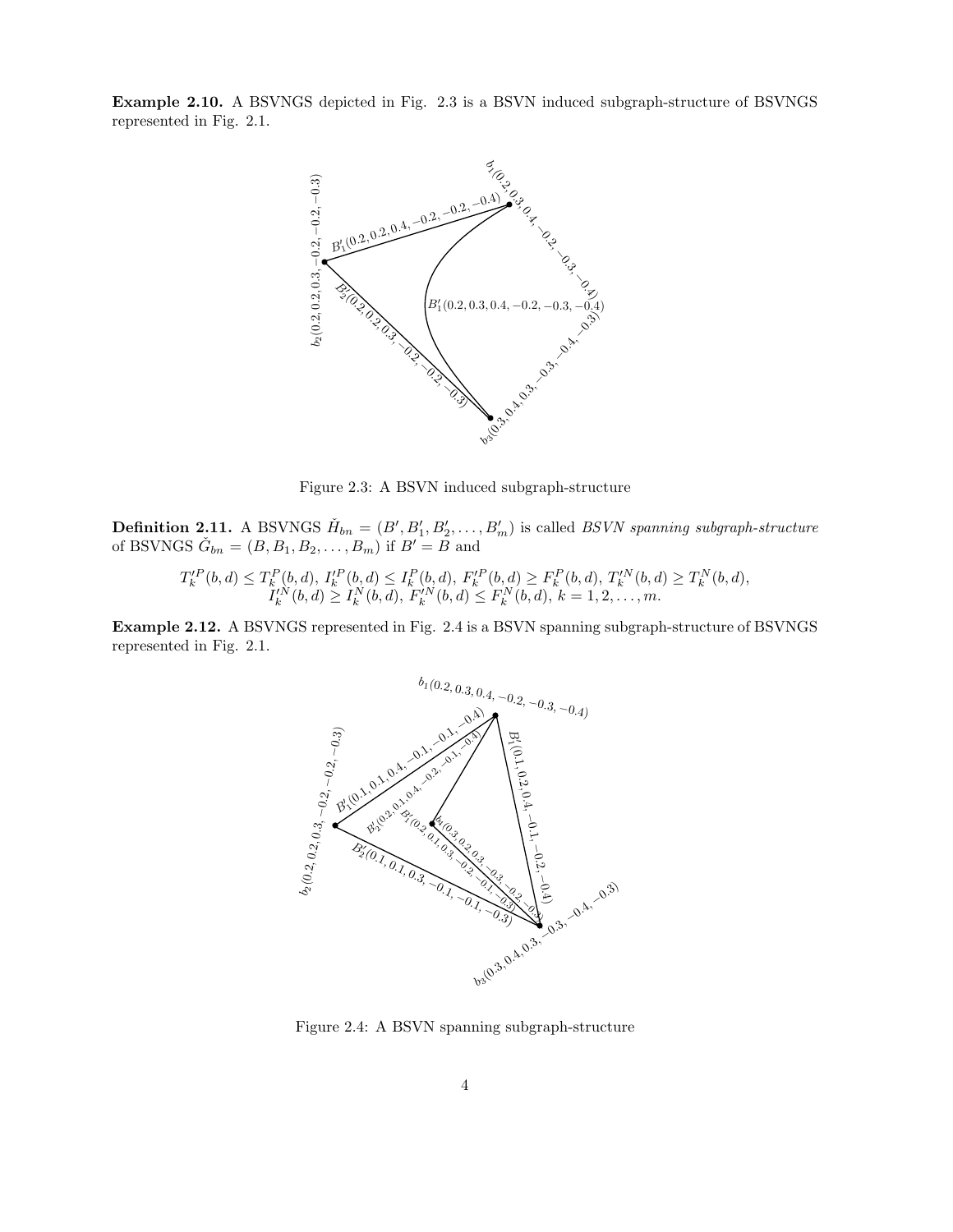**Example 2.10.** A BSVNGS depicted in Fig. 2.3 is a BSVN induced subgraph-structure of BSVNGS represented in Fig. 2.1.

Figure 2.3: A BSVN induced subgraph-structure

**Definition 2.11.** A BSVNGS $\check{H}_{bn} = (B', B'_1, B'_2, \ldots, B'_m)$ is called *BSVN spanning subgraph-structure* of BSVNGS $\check{G}_{bn} = (B, B_1, B_2, \ldots, B_m)$ if $B' = B$ and

$$T'^{P}_{k}(b,d) \leq T^{P}_{k}(b,d),\ I'^{P}_{k}(b,d) \leq I^{P}_{k}(b,d),\ F'^{P}_{k}(b,d) \geq F^{P}_{k}(b,d),\ T'^{N}_{k}(b,d) \geq T^{N}_{k}(b,d),$$
$$I'^{N}_{k}(b,d) \geq I^{N}_{k}(b,d),\ F'^{N}_{k}(b,d) \leq F^{N}_{k}(b,d),\ k = 1, 2, \ldots, m.$$

**Example 2.12.** A BSVNGS represented in Fig. 2.4 is a BSVN spanning subgraph-structure of BSVNGS represented in Fig. 2.1.

Figure 2.4: A BSVN spanning subgraph-structure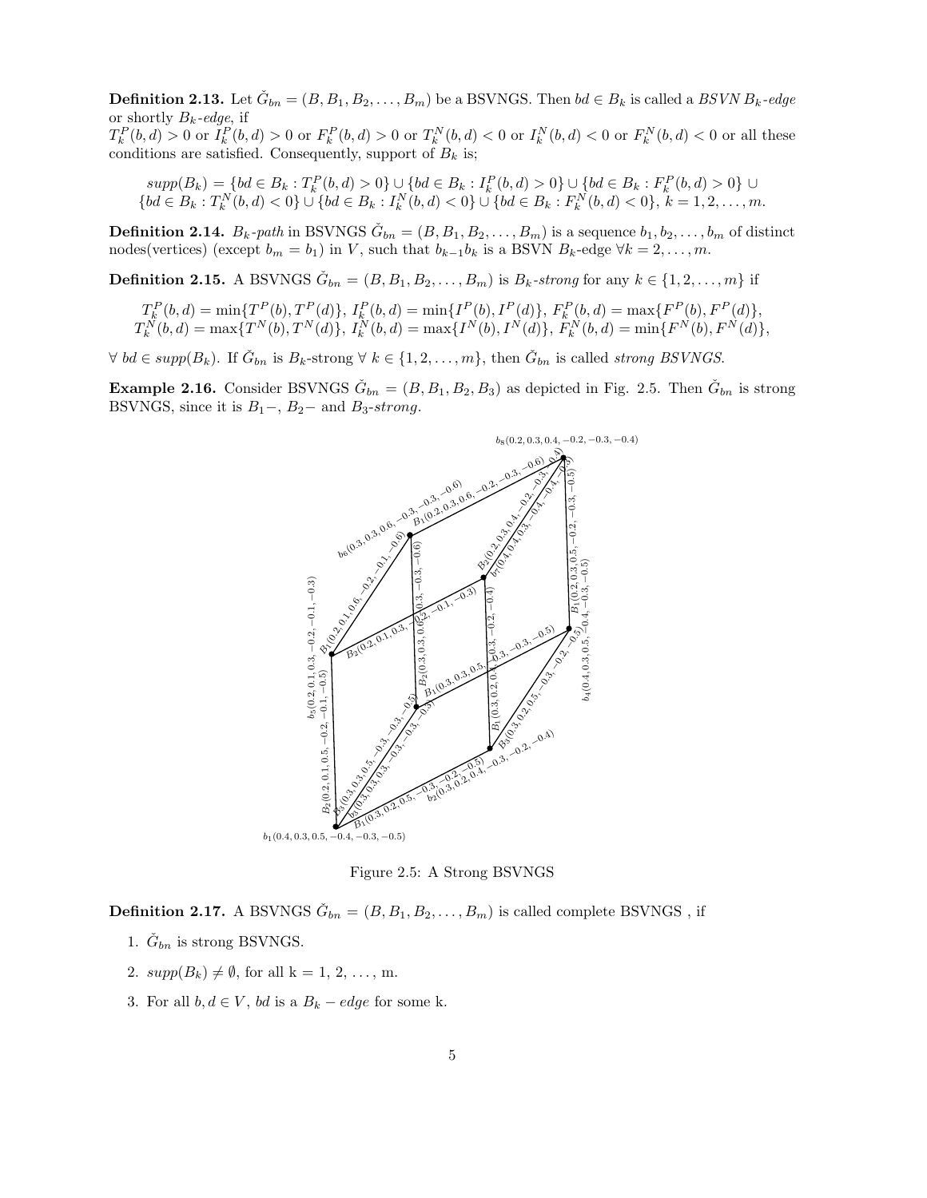**Definition 2.13.** Let $\check{G}_{bn} = (B, B_1, B_2, \ldots, B_m)$ be a BSVNGS. Then $bd \in B_k$ is called a *BSVN $B_k$-edge* or shortly *$B_k$-edge*, if
$T_k^P(b,d) > 0$ or $I_k^P(b,d) > 0$ or $F_k^P(b,d) > 0$ or $T_k^N(b,d) < 0$ or $I_k^N(b,d) < 0$ or $F_k^N(b,d) < 0$ or all these conditions are satisfied. Consequently, support of $B_k$ is;

$$supp(B_k) = \{bd \in B_k : T_k^P(b,d) > 0\} \cup \{bd \in B_k : I_k^P(b,d) > 0\} \cup \{bd \in B_k : F_k^P(b,d) > 0\} \cup \{bd \in B_k : T_k^N(b,d) < 0\} \cup \{bd \in B_k : I_k^N(b,d) < 0\} \cup \{bd \in B_k : F_k^N(b,d) < 0\},\ k = 1, 2, \ldots, m.$$

**Definition 2.14.** *$B_k$-path* in BSVNGS $\check{G}_{bn} = (B, B_1, B_2, \ldots, B_m)$ is a sequence $b_1, b_2, \ldots, b_m$ of distinct nodes(vertices) (except $b_m = b_1$) in $V$, such that $b_{k-1}b_k$ is a BSVN $B_k$-edge $\forall k = 2, \ldots, m$.

**Definition 2.15.** A BSVNGS $\check{G}_{bn} = (B, B_1, B_2, \ldots, B_m)$ is *$B_k$-strong* for any $k \in \{1, 2, \ldots, m\}$ if

$$T_k^P(b,d) = \min\{T^P(b), T^P(d)\},\ I_k^P(b,d) = \min\{I^P(b), I^P(d)\},\ F_k^P(b,d) = \max\{F^P(b), F^P(d)\},$$
$$T_k^N(b,d) = \max\{T^N(b), T^N(d)\},\ I_k^N(b,d) = \max\{I^N(b), I^N(d)\},\ F_k^N(b,d) = \min\{F^N(b), F^N(d)\},$$

$\forall\ bd \in supp(B_k)$. If $\check{G}_{bn}$ is $B_k$-strong $\forall\ k \in \{1, 2, \ldots, m\}$, then $\check{G}_{bn}$ is called *strong BSVNGS*.

**Example 2.16.** Consider BSVNGS $\check{G}_{bn} = (B, B_1, B_2, B_3)$ as depicted in Fig. 2.5. Then $\check{G}_{bn}$ is strong BSVNGS, since it is $B_1-$, $B_2-$ and $B_3$-*strong*.

Figure 2.5: A Strong BSVNGS

**Definition 2.17.** A BSVNGS $\check{G}_{bn} = (B, B_1, B_2, \ldots, B_m)$ is called complete BSVNGS , if

1. $\check{G}_{bn}$ is strong BSVNGS.
2. $supp(B_k) \neq \emptyset$, for all k = 1, 2, . . . , m.
3. For all $b, d \in V$, $bd$ is a $B_k - edge$ for some k.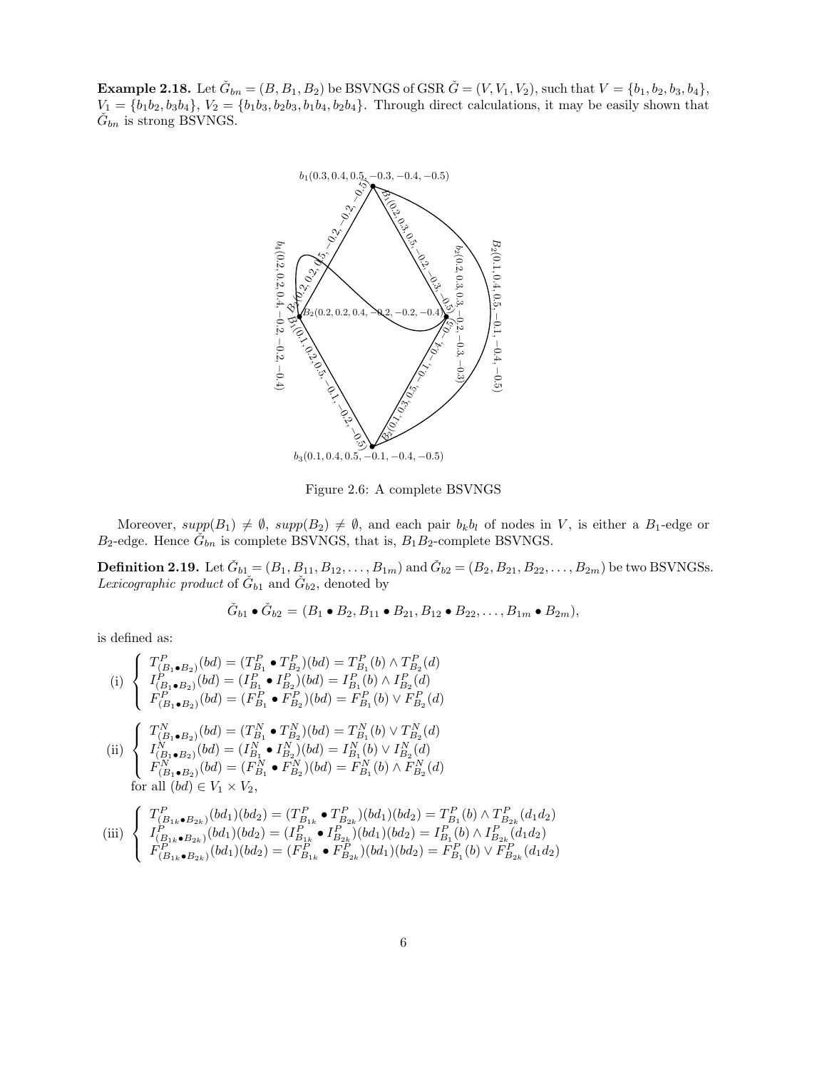**Example 2.18.** Let $\check{G}_{bn} = (B, B_1, B_2)$ be BSVNGS of GSR $\check{G} = (V, V_1, V_2)$, such that $V = \{b_1, b_2, b_3, b_4\}$, $V_1 = \{b_1b_2, b_3b_4\}$, $V_2 = \{b_1b_3, b_2b_3, b_1b_4, b_2b_4\}$. Through direct calculations, it may be easily shown that $\check{G}_{bn}$ is strong BSVNGS.

Figure 2.6: A complete BSVNGS

Moreover, $supp(B_1) \neq \emptyset$, $supp(B_2) \neq \emptyset$, and each pair $b_kb_l$ of nodes in $V$, is either a $B_1$-edge or $B_2$-edge. Hence $\check{G}_{bn}$ is complete BSVNGS, that is, $B_1B_2$-complete BSVNGS.

**Definition 2.19.** Let $\check{G}_{b1} = (B_1, B_{11}, B_{12}, \ldots, B_{1m})$ and $\check{G}_{b2} = (B_2, B_{21}, B_{22}, \ldots, B_{2m})$ be two BSVNGSs. *Lexicographic product* of $\check{G}_{b1}$ and $\check{G}_{b2}$, denoted by

$$\check{G}_{b1} \bullet \check{G}_{b2} = (B_1 \bullet B_2, B_{11} \bullet B_{21}, B_{12} \bullet B_{22}, \ldots, B_{1m} \bullet B_{2m}),$$

is defined as:

$$\text{(i)} \begin{cases} T^P_{(B_1 \bullet B_2)}(bd) = (T^P_{B_1} \bullet T^P_{B_2})(bd) = T^P_{B_1}(b) \wedge T^P_{B_2}(d) \\ I^P_{(B_1 \bullet B_2)}(bd) = (I^P_{B_1} \bullet I^P_{B_2})(bd) = I^P_{B_1}(b) \wedge I^P_{B_2}(d) \\ F^P_{(B_1 \bullet B_2)}(bd) = (F^P_{B_1} \bullet F^P_{B_2})(bd) = F^P_{B_1}(b) \vee F^P_{B_2}(d) \end{cases}$$

$$\text{(ii)} \begin{cases} T^N_{(B_1 \bullet B_2)}(bd) = (T^N_{B_1} \bullet T^N_{B_2})(bd) = T^N_{B_1}(b) \vee T^N_{B_2}(d) \\ I^N_{(B_1 \bullet B_2)}(bd) = (I^N_{B_1} \bullet I^N_{B_2})(bd) = I^N_{B_1}(b) \vee I^N_{B_2}(d) \\ F^N_{(B_1 \bullet B_2)}(bd) = (F^N_{B_1} \bullet F^N_{B_2})(bd) = F^N_{B_1}(b) \wedge F^N_{B_2}(d) \end{cases}$$

for all $(bd) \in V_1 \times V_2$,

$$\text{(iii)} \begin{cases} T^P_{(B_{1k} \bullet B_{2k})}(bd_1)(bd_2) = (T^P_{B_{1k}} \bullet T^P_{B_{2k}})(bd_1)(bd_2) = T^P_{B_1}(b) \wedge T^P_{B_{2k}}(d_1d_2) \\ I^P_{(B_{1k} \bullet B_{2k})}(bd_1)(bd_2) = (I^P_{B_{1k}} \bullet I^P_{B_{2k}})(bd_1)(bd_2) = I^P_{B_1}(b) \wedge I^P_{B_{2k}}(d_1d_2) \\ F^P_{(B_{1k} \bullet B_{2k})}(bd_1)(bd_2) = (F^P_{B_{1k}} \bullet F^P_{B_{2k}})(bd_1)(bd_2) = F^P_{B_1}(b) \vee F^P_{B_{2k}}(d_1d_2) \end{cases}$$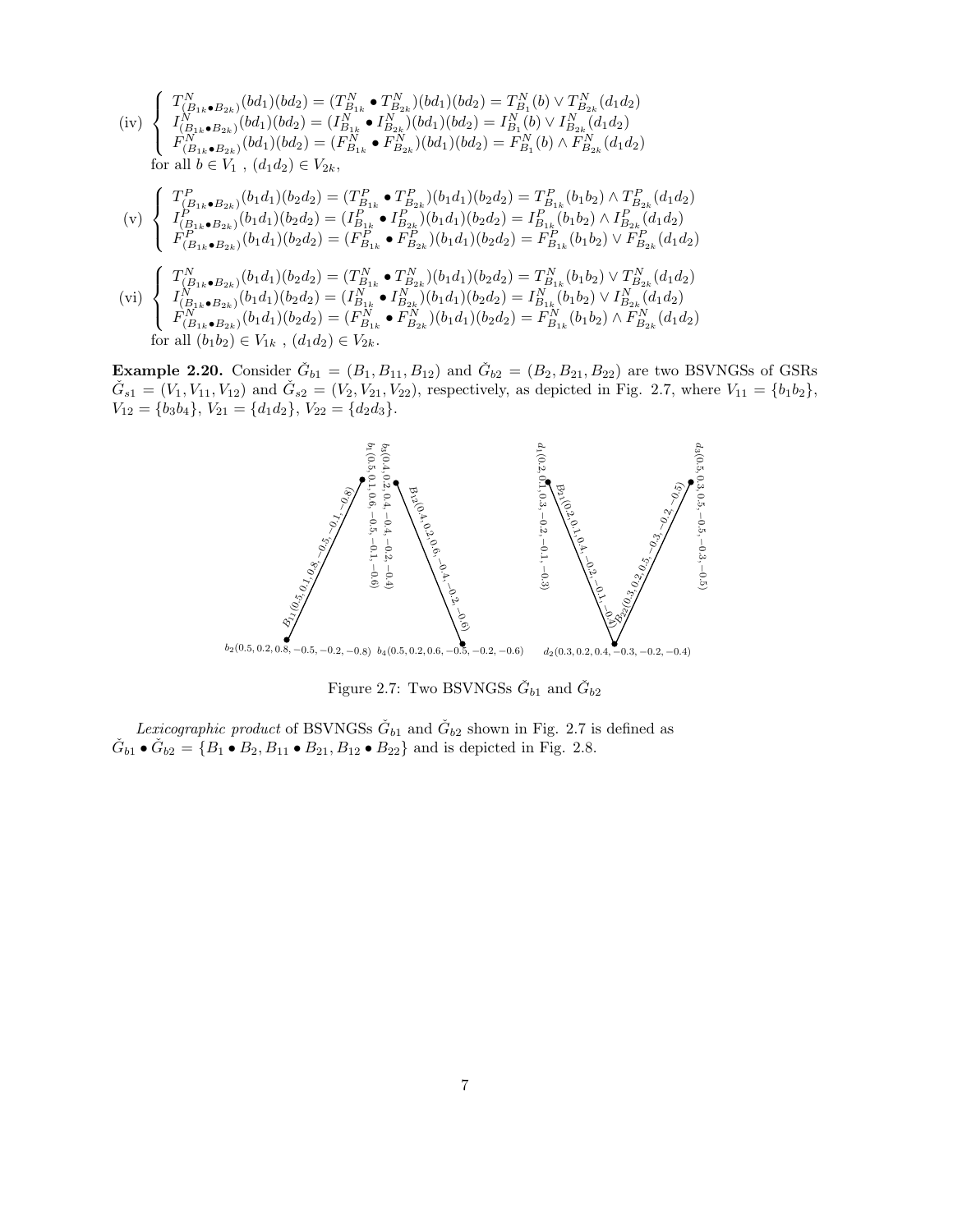(iv) $\begin{cases} T^N_{(B_{1k}\bullet B_{2k})}(bd_1)(bd_2) = (T^N_{B_{1k}} \bullet T^N_{B_{2k}})(bd_1)(bd_2) = T^N_{B_1}(b) \vee T^N_{B_{2k}}(d_1d_2) \\ I^N_{(B_{1k}\bullet B_{2k})}(bd_1)(bd_2) = (I^N_{B_{1k}} \bullet I^N_{B_{2k}})(bd_1)(bd_2) = I^N_{B_1}(b) \vee I^N_{B_{2k}}(d_1d_2) \\ F^N_{(B_{1k}\bullet B_{2k})}(bd_1)(bd_2) = (F^N_{B_{1k}} \bullet F^N_{B_{2k}})(bd_1)(bd_2) = F^N_{B_1}(b) \wedge F^N_{B_{2k}}(d_1d_2) \end{cases}$

for all $b \in V_1$ , $(d_1d_2) \in V_{2k}$,

(v) $\begin{cases} T^P_{(B_{1k}\bullet B_{2k})}(b_1d_1)(b_2d_2) = (T^P_{B_{1k}} \bullet T^P_{B_{2k}})(b_1d_1)(b_2d_2) = T^P_{B_{1k}}(b_1b_2) \wedge T^P_{B_{2k}}(d_1d_2) \\ I^P_{(B_{1k}\bullet B_{2k})}(b_1d_1)(b_2d_2) = (I^P_{B_{1k}} \bullet I^P_{B_{2k}})(b_1d_1)(b_2d_2) = I^P_{B_{1k}}(b_1b_2) \wedge I^P_{B_{2k}}(d_1d_2) \\ F^P_{(B_{1k}\bullet B_{2k})}(b_1d_1)(b_2d_2) = (F^P_{B_{1k}} \bullet F^P_{B_{2k}})(b_1d_1)(b_2d_2) = F^P_{B_{1k}}(b_1b_2) \vee F^P_{B_{2k}}(d_1d_2) \end{cases}$

(vi) $\begin{cases} T^N_{(B_{1k}\bullet B_{2k})}(b_1d_1)(b_2d_2) = (T^N_{B_{1k}} \bullet T^N_{B_{2k}})(b_1d_1)(b_2d_2) = T^N_{B_{1k}}(b_1b_2) \vee T^N_{B_{2k}}(d_1d_2) \\ I^N_{(B_{1k}\bullet B_{2k})}(b_1d_1)(b_2d_2) = (I^N_{B_{1k}} \bullet I^N_{B_{2k}})(b_1d_1)(b_2d_2) = I^N_{B_{1k}}(b_1b_2) \vee I^N_{B_{2k}}(d_1d_2) \\ F^N_{(B_{1k}\bullet B_{2k})}(b_1d_1)(b_2d_2) = (F^N_{B_{1k}} \bullet F^N_{B_{2k}})(b_1d_1)(b_2d_2) = F^N_{B_{1k}}(b_1b_2) \wedge F^N_{B_{2k}}(d_1d_2) \end{cases}$

for all $(b_1b_2) \in V_{1k}$ , $(d_1d_2) \in V_{2k}$.

**Example 2.20.** Consider $\check{G}_{b1} = (B_1, B_{11}, B_{12})$ and $\check{G}_{b2} = (B_2, B_{21}, B_{22})$ are two BSVNGSs of GSRs $\check{G}_{s1} = (V_1, V_{11}, V_{12})$ and $\check{G}_{s2} = (V_2, V_{21}, V_{22})$, respectively, as depicted in Fig. 2.7, where $V_{11} = \{b_1b_2\}$, $V_{12} = \{b_3b_4\}$, $V_{21} = \{d_1d_2\}$, $V_{22} = \{d_2d_3\}$.

$b_1(0.5, 0.1, 0.6, -0.5, -0.1, -0.6)$, $b_2(0.5, 0.2, 0.8, -0.5, -0.2, -0.8)$, $b_3(0.4, 0.2, 0.4, -0.4, -0.2, -0.4)$, $b_4(0.5, 0.2, 0.6, -0.5, -0.2, -0.6)$, $B_{11}(0.5, 0.1, 0.8, -0.5, -0.1, -0.8)$, $B_{12}(0.4, 0.2, 0.6, -0.4, -0.2, -0.6)$

$d_1(0.2, 0.1, 0.3, -0.2, -0.1, -0.3)$, $d_2(0.3, 0.2, 0.4, -0.3, -0.2, -0.4)$, $d_3(0.5, 0.3, 0.5, -0.5, -0.3, -0.5)$, $B_{21}(0.2, 0.1, 0.4, -0.2, -0.1, -0.4)$, $B_{22}(0.3, 0.2, 0.5, -0.3, -0.2, -0.5)$

Figure 2.7: Two BSVNGSs $\check{G}_{b1}$ and $\check{G}_{b2}$

*Lexicographic product* of BSVNGSs $\check{G}_{b1}$ and $\check{G}_{b2}$ shown in Fig. 2.7 is defined as $\check{G}_{b1} \bullet \check{G}_{b2} = \{B_1 \bullet B_2, B_{11} \bullet B_{21}, B_{12} \bullet B_{22}\}$ and is depicted in Fig. 2.8.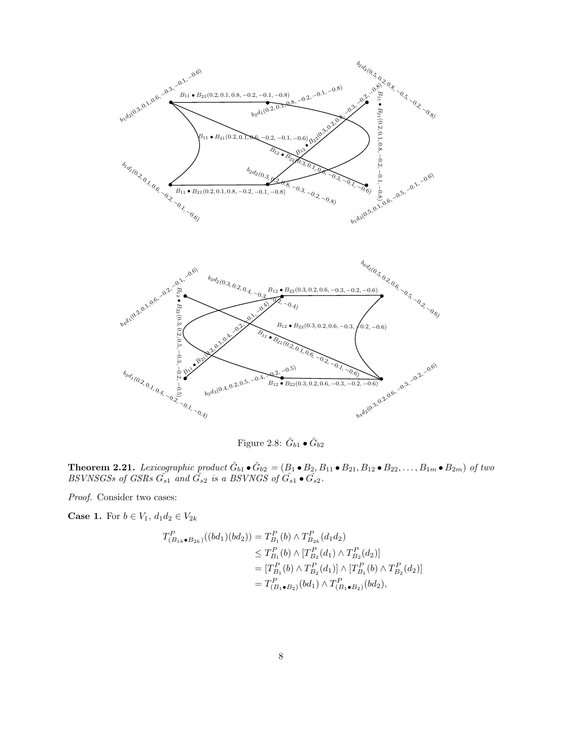Figure 2.8: $\check{G}_{b1} \bullet \check{G}_{b2}$

**Theorem 2.21.** *Lexicographic product* $\check{G}_{b1} \bullet \check{G}_{b2} = (B_1 \bullet B_2, B_{11} \bullet B_{21}, B_{12} \bullet B_{22}, \ldots, B_{1m} \bullet B_{2m})$ *of two BSVNSGSs of GSRs* $\check{G_{s1}}$ *and* $\check{G_{s2}}$ *is a BSVNGS of* $\check{G_{s1}} \bullet \check{G_{s2}}$.

*Proof.* Consider two cases:

**Case 1.** For $b \in V_1$, $d_1 d_2 \in V_{2k}$

$$
\begin{aligned}
T^P_{(B_{1k} \bullet B_{2k})}((bd_1)(bd_2)) &= T^P_{B_1}(b) \wedge T^P_{B_{2k}}(d_1 d_2) \\
&\leq T^P_{B_1}(b) \wedge [T^P_{B_2}(d_1) \wedge T^P_{B_2}(d_2)] \\
&= [T^P_{B_1}(b) \wedge T^P_{B_2}(d_1)] \wedge [T^P_{B_1}(b) \wedge T^P_{B_2}(d_2)] \\
&= T^P_{(B_1 \bullet B_2)}(bd_1) \wedge T^P_{(B_1 \bullet B_2)}(bd_2),
\end{aligned}
$$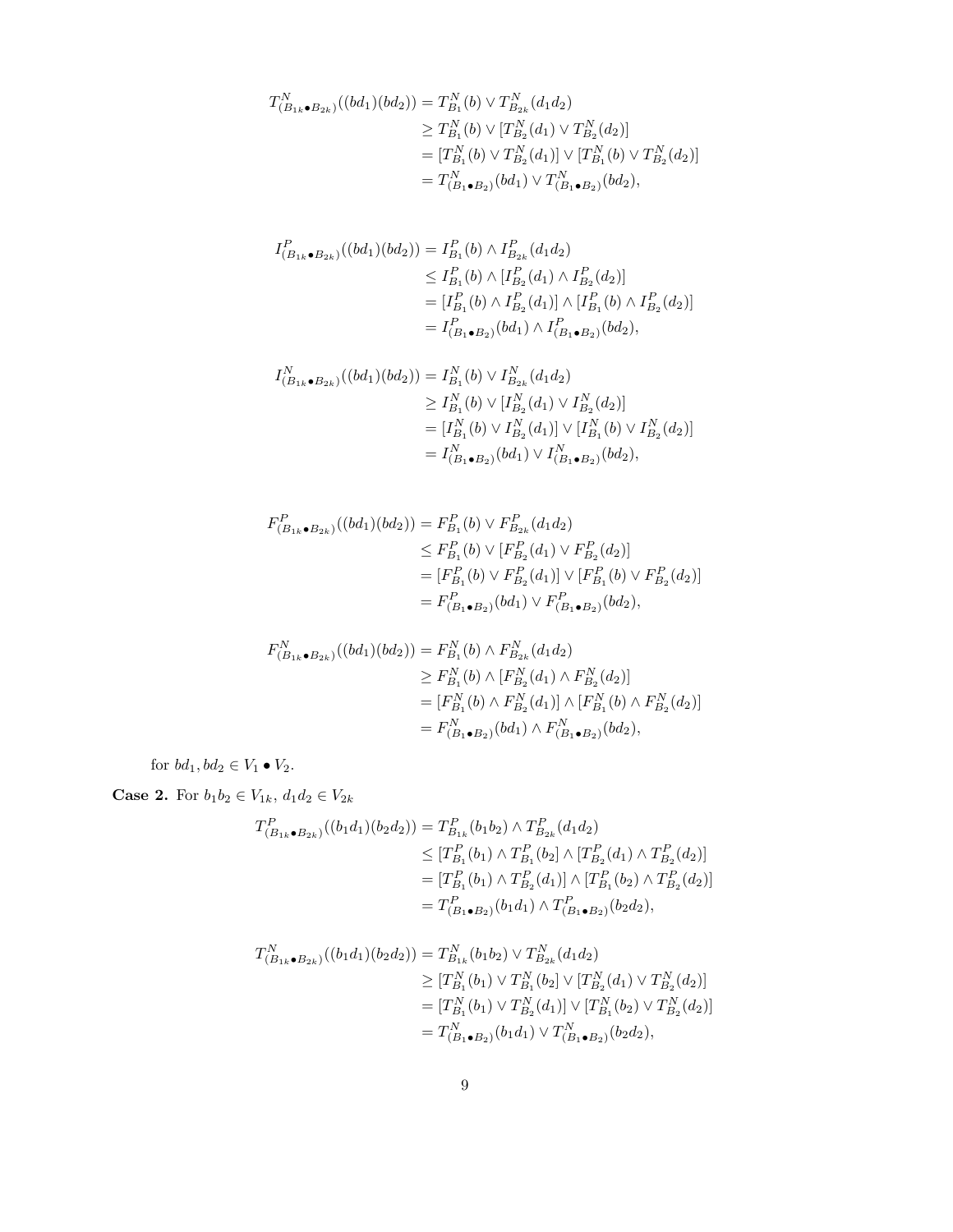$$
\begin{aligned}
T^N_{(B_{1k}\bullet B_{2k})}((bd_1)(bd_2)) &= T^N_{B_1}(b) \vee T^N_{B_{2k}}(d_1d_2)\\
&\geq T^N_{B_1}(b) \vee [T^N_{B_2}(d_1) \vee T^N_{B_2}(d_2)]\\
&= [T^N_{B_1}(b) \vee T^N_{B_2}(d_1)] \vee [T^N_{B_1}(b) \vee T^N_{B_2}(d_2)]\\
&= T^N_{(B_1\bullet B_2)}(bd_1) \vee T^N_{(B_1\bullet B_2)}(bd_2),
\end{aligned}
$$

$$
\begin{aligned}
I^P_{(B_{1k}\bullet B_{2k})}((bd_1)(bd_2)) &= I^P_{B_1}(b) \wedge I^P_{B_{2k}}(d_1d_2)\\
&\leq I^P_{B_1}(b) \wedge [I^P_{B_2}(d_1) \wedge I^P_{B_2}(d_2)]\\
&= [I^P_{B_1}(b) \wedge I^P_{B_2}(d_1)] \wedge [I^P_{B_1}(b) \wedge I^P_{B_2}(d_2)]\\
&= I^P_{(B_1\bullet B_2)}(bd_1) \wedge I^P_{(B_1\bullet B_2)}(bd_2),
\end{aligned}
$$

$$
\begin{aligned}
I^N_{(B_{1k}\bullet B_{2k})}((bd_1)(bd_2)) &= I^N_{B_1}(b) \vee I^N_{B_{2k}}(d_1d_2)\\
&\geq I^N_{B_1}(b) \vee [I^N_{B_2}(d_1) \vee I^N_{B_2}(d_2)]\\
&= [I^N_{B_1}(b) \vee I^N_{B_2}(d_1)] \vee [I^N_{B_1}(b) \vee I^N_{B_2}(d_2)]\\
&= I^N_{(B_1\bullet B_2)}(bd_1) \vee I^N_{(B_1\bullet B_2)}(bd_2),
\end{aligned}
$$

$$
\begin{aligned}
F^P_{(B_{1k}\bullet B_{2k})}((bd_1)(bd_2)) &= F^P_{B_1}(b) \vee F^P_{B_{2k}}(d_1d_2)\\
&\leq F^P_{B_1}(b) \vee [F^P_{B_2}(d_1) \vee F^P_{B_2}(d_2)]\\
&= [F^P_{B_1}(b) \vee F^P_{B_2}(d_1)] \vee [F^P_{B_1}(b) \vee F^P_{B_2}(d_2)]\\
&= F^P_{(B_1\bullet B_2)}(bd_1) \vee F^P_{(B_1\bullet B_2)}(bd_2),
\end{aligned}
$$

$$
\begin{aligned}
F^N_{(B_{1k}\bullet B_{2k})}((bd_1)(bd_2)) &= F^N_{B_1}(b) \wedge F^N_{B_{2k}}(d_1d_2)\\
&\geq F^N_{B_1}(b) \wedge [F^N_{B_2}(d_1) \wedge F^N_{B_2}(d_2)]\\
&= [F^N_{B_1}(b) \wedge F^N_{B_2}(d_1)] \wedge [F^N_{B_1}(b) \wedge F^N_{B_2}(d_2)]\\
&= F^N_{(B_1\bullet B_2)}(bd_1) \wedge F^N_{(B_1\bullet B_2)}(bd_2),
\end{aligned}
$$

for $bd_1, bd_2 \in V_1 \bullet V_2$.

**Case 2.** For $b_1b_2 \in V_{1k}$, $d_1d_2 \in V_{2k}$

$$
\begin{aligned}
T^P_{(B_{1k}\bullet B_{2k})}((b_1d_1)(b_2d_2)) &= T^P_{B_{1k}}(b_1b_2) \wedge T^P_{B_{2k}}(d_1d_2)\\
&\leq [T^P_{B_1}(b_1) \wedge T^P_{B_1}[b_2] \wedge [T^P_{B_2}(d_1) \wedge T^P_{B_2}(d_2)]\\
&= [T^P_{B_1}(b_1) \wedge T^P_{B_2}(d_1)] \wedge [T^P_{B_1}(b_2) \wedge T^P_{B_2}(d_2)]\\
&= T^P_{(B_1\bullet B_2)}(b_1d_1) \wedge T^P_{(B_1\bullet B_2)}(b_2d_2),
\end{aligned}
$$

$$
\begin{aligned}
T^N_{(B_{1k}\bullet B_{2k})}((b_1d_1)(b_2d_2)) &= T^N_{B_{1k}}(b_1b_2) \vee T^N_{B_{2k}}(d_1d_2)\\
&\geq [T^N_{B_1}(b_1) \vee T^N_{B_1}[b_2] \vee [T^N_{B_2}(d_1) \vee T^N_{B_2}(d_2)]\\
&= [T^N_{B_1}(b_1) \vee T^N_{B_2}(d_1)] \vee [T^N_{B_1}(b_2) \vee T^N_{B_2}(d_2)]\\
&= T^N_{(B_1\bullet B_2)}(b_1d_1) \vee T^N_{(B_1\bullet B_2)}(b_2d_2),
\end{aligned}
$$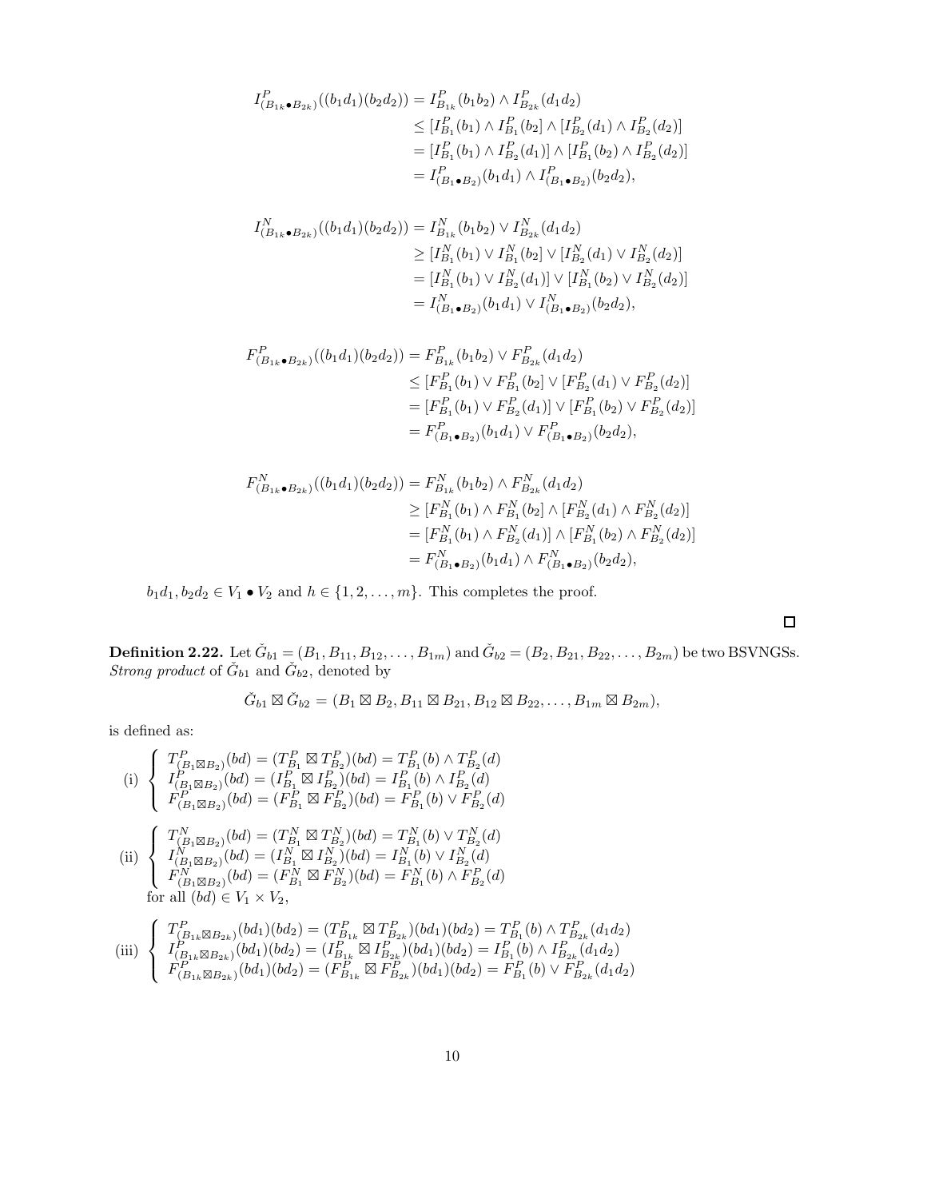$$
\begin{aligned}
I^P_{(B_{1k}\bullet B_{2k})}((b_1d_1)(b_2d_2)) &= I^P_{B_{1k}}(b_1b_2)\wedge I^P_{B_{2k}}(d_1d_2)\\
&\le [I^P_{B_1}(b_1)\wedge I^P_{B_1}(b_2]\wedge [I^P_{B_2}(d_1)\wedge I^P_{B_2}(d_2)]\\
&= [I^P_{B_1}(b_1)\wedge I^P_{B_2}(d_1)]\wedge [I^P_{B_1}(b_2)\wedge I^P_{B_2}(d_2)]\\
&= I^P_{(B_1\bullet B_2)}(b_1d_1)\wedge I^P_{(B_1\bullet B_2)}(b_2d_2),
\end{aligned}
$$

$$
\begin{aligned}
I^N_{(B_{1k}\bullet B_{2k})}((b_1d_1)(b_2d_2)) &= I^N_{B_{1k}}(b_1b_2)\vee I^N_{B_{2k}}(d_1d_2)\\
&\ge [I^N_{B_1}(b_1)\vee I^N_{B_1}(b_2]\vee [I^N_{B_2}(d_1)\vee I^N_{B_2}(d_2)]\\
&= [I^N_{B_1}(b_1)\vee I^N_{B_2}(d_1)]\vee [I^N_{B_1}(b_2)\vee I^N_{B_2}(d_2)]\\
&= I^N_{(B_1\bullet B_2)}(b_1d_1)\vee I^N_{(B_1\bullet B_2)}(b_2d_2),
\end{aligned}
$$

$$
\begin{aligned}
F^P_{(B_{1k}\bullet B_{2k})}((b_1d_1)(b_2d_2)) &= F^P_{B_{1k}}(b_1b_2)\vee F^P_{B_{2k}}(d_1d_2)\\
&\le [F^P_{B_1}(b_1)\vee F^P_{B_1}(b_2]\vee [F^P_{B_2}(d_1)\vee F^P_{B_2}(d_2)]\\
&= [F^P_{B_1}(b_1)\vee F^P_{B_2}(d_1)]\vee [F^P_{B_1}(b_2)\vee F^P_{B_2}(d_2)]\\
&= F^P_{(B_1\bullet B_2)}(b_1d_1)\vee F^P_{(B_1\bullet B_2)}(b_2d_2),
\end{aligned}
$$

$$
\begin{aligned}
F^N_{(B_{1k}\bullet B_{2k})}((b_1d_1)(b_2d_2)) &= F^N_{B_{1k}}(b_1b_2)\wedge F^N_{B_{2k}}(d_1d_2)\\
&\ge [F^N_{B_1}(b_1)\wedge F^N_{B_1}(b_2]\wedge [F^N_{B_2}(d_1)\wedge F^N_{B_2}(d_2)]\\
&= [F^N_{B_1}(b_1)\wedge F^N_{B_2}(d_1)]\wedge [F^N_{B_1}(b_2)\wedge F^N_{B_2}(d_2)]\\
&= F^N_{(B_1\bullet B_2)}(b_1d_1)\wedge F^N_{(B_1\bullet B_2)}(b_2d_2),
\end{aligned}
$$

$b_1d_1, b_2d_2 \in V_1 \bullet V_2$ and $h \in \{1, 2, \ldots, m\}$. This completes the proof.

□

**Definition 2.22.** Let $\check{G}_{b1} = (B_1, B_{11}, B_{12}, \ldots, B_{1m})$ and $\check{G}_{b2} = (B_2, B_{21}, B_{22}, \ldots, B_{2m})$ be two BSVNGSs. *Strong product* of $\check{G}_{b1}$ and $\check{G}_{b2}$, denoted by

$$\check{G}_{b1} \boxtimes \check{G}_{b2} = (B_1 \boxtimes B_2, B_{11} \boxtimes B_{21}, B_{12} \boxtimes B_{22}, \ldots, B_{1m} \boxtimes B_{2m}),$$

is defined as:

(i) $\begin{cases} T^P_{(B_1\boxtimes B_2)}(bd) = (T^P_{B_1}\boxtimes T^P_{B_2})(bd) = T^P_{B_1}(b)\wedge T^P_{B_2}(d)\\ I^P_{(B_1\boxtimes B_2)}(bd) = (I^P_{B_1}\boxtimes I^P_{B_2})(bd) = I^P_{B_1}(b)\wedge I^P_{B_2}(d)\\ F^P_{(B_1\boxtimes B_2)}(bd) = (F^P_{B_1}\boxtimes F^P_{B_2})(bd) = F^P_{B_1}(b)\vee F^P_{B_2}(d)\end{cases}$

(ii) $\begin{cases} T^N_{(B_1\boxtimes B_2)}(bd) = (T^N_{B_1}\boxtimes T^N_{B_2})(bd) = T^N_{B_1}(b)\vee T^N_{B_2}(d)\\ I^N_{(B_1\boxtimes B_2)}(bd) = (I^N_{B_1}\boxtimes I^N_{B_2})(bd) = I^N_{B_1}(b)\vee I^N_{B_2}(d)\\ F^N_{(B_1\boxtimes B_2)}(bd) = (F^N_{B_1}\boxtimes F^N_{B_2})(bd) = F^N_{B_1}(b)\wedge F^P_{B_2}(d)\end{cases}$

for all $(bd) \in V_1 \times V_2$,

(iii) $\begin{cases} T^P_{(B_{1k}\boxtimes B_{2k})}(bd_1)(bd_2) = (T^P_{B_{1k}}\boxtimes T^P_{B_{2k}})(bd_1)(bd_2) = T^P_{B_1}(b)\wedge T^P_{B_{2k}}(d_1d_2)\\ I^P_{(B_{1k}\boxtimes B_{2k})}(bd_1)(bd_2) = (I^P_{B_{1k}}\boxtimes I^P_{B_{2k}})(bd_1)(bd_2) = I^P_{B_1}(b)\wedge I^P_{B_{2k}}(d_1d_2)\\ F^P_{(B_{1k}\boxtimes B_{2k})}(bd_1)(bd_2) = (F^P_{B_{1k}}\boxtimes F^P_{B_{2k}})(bd_1)(bd_2) = F^P_{B_1}(b)\vee F^P_{B_{2k}}(d_1d_2)\end{cases}$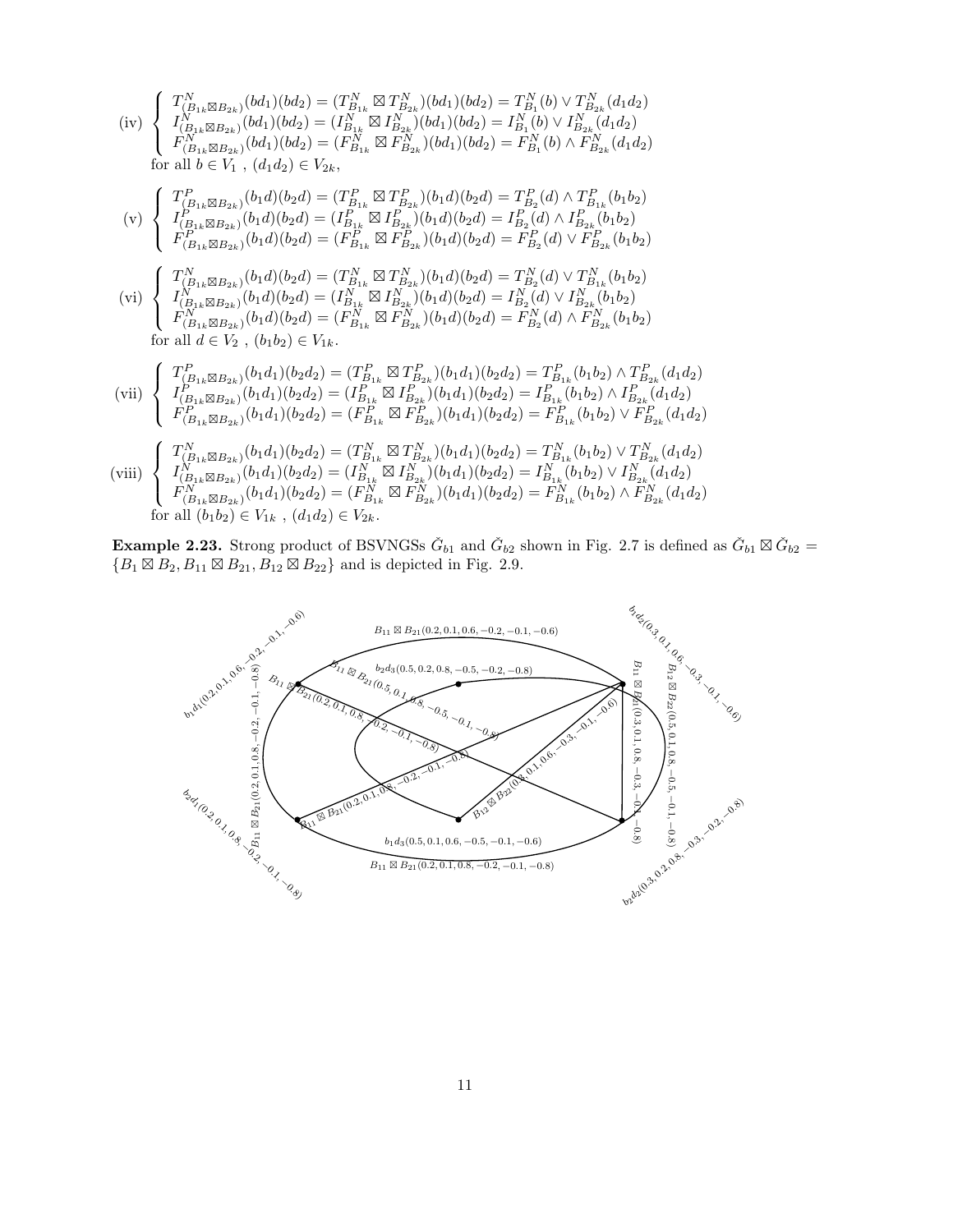(iv) $\begin{cases} T^N_{(B_{1k}\boxtimes B_{2k})}(bd_1)(bd_2) = (T^N_{B_{1k}} \boxtimes T^N_{B_{2k}})(bd_1)(bd_2) = T^N_{B_1}(b) \vee T^N_{B_{2k}}(d_1d_2) \\ I^N_{(B_{1k}\boxtimes B_{2k})}(bd_1)(bd_2) = (I^N_{B_{1k}} \boxtimes I^N_{B_{2k}})(bd_1)(bd_2) = I^N_{B_1}(b) \vee I^N_{B_{2k}}(d_1d_2) \\ F^N_{(B_{1k}\boxtimes B_{2k})}(bd_1)(bd_2) = (F^N_{B_{1k}} \boxtimes F^N_{B_{2k}})(bd_1)(bd_2) = F^N_{B_1}(b) \wedge F^N_{B_{2k}}(d_1d_2) \end{cases}$

for all $b \in V_1$ , $(d_1d_2) \in V_{2k}$,

(v) $\begin{cases} T^P_{(B_{1k}\boxtimes B_{2k})}(b_1d)(b_2d) = (T^P_{B_{1k}} \boxtimes T^P_{B_{2k}})(b_1d)(b_2d) = T^P_{B_2}(d) \wedge T^P_{B_{1k}}(b_1b_2) \\ I^P_{(B_{1k}\boxtimes B_{2k})}(b_1d)(b_2d) = (I^P_{B_{1k}} \boxtimes I^P_{B_{2k}})(b_1d)(b_2d) = I^P_{B_2}(d) \wedge I^P_{B_{2k}}(b_1b_2) \\ F^P_{(B_{1k}\boxtimes B_{2k})}(b_1d)(b_2d) = (F^P_{B_{1k}} \boxtimes F^P_{B_{2k}})(b_1d)(b_2d) = F^P_{B_2}(d) \vee F^P_{B_{2k}}(b_1b_2) \end{cases}$

(vi) $\begin{cases} T^N_{(B_{1k}\boxtimes B_{2k})}(b_1d)(b_2d) = (T^N_{B_{1k}} \boxtimes T^N_{B_{2k}})(b_1d)(b_2d) = T^N_{B_2}(d) \vee T^N_{B_{1k}}(b_1b_2) \\ I^N_{(B_{1k}\boxtimes B_{2k})}(b_1d)(b_2d) = (I^N_{B_{1k}} \boxtimes I^N_{B_{2k}})(b_1d)(b_2d) = I^N_{B_2}(d) \vee I^N_{B_{2k}}(b_1b_2) \\ F^N_{(B_{1k}\boxtimes B_{2k})}(b_1d)(b_2d) = (F^N_{B_{1k}} \boxtimes F^N_{B_{2k}})(b_1d)(b_2d) = F^N_{B_2}(d) \wedge F^N_{B_{2k}}(b_1b_2) \end{cases}$

for all $d \in V_2$ , $(b_1b_2) \in V_{1k}$.

(vii) $\begin{cases} T^P_{(B_{1k}\boxtimes B_{2k})}(b_1d_1)(b_2d_2) = (T^P_{B_{1k}} \boxtimes T^P_{B_{2k}})(b_1d_1)(b_2d_2) = T^P_{B_{1k}}(b_1b_2) \wedge T^P_{B_{2k}}(d_1d_2) \\ I^P_{(B_{1k}\boxtimes B_{2k})}(b_1d_1)(b_2d_2) = (I^P_{B_{1k}} \boxtimes I^P_{B_{2k}})(b_1d_1)(b_2d_2) = I^P_{B_{1k}}(b_1b_2) \wedge I^P_{B_{2k}}(d_1d_2) \\ F^P_{(B_{1k}\boxtimes B_{2k})}(b_1d_1)(b_2d_2) = (F^P_{B_{1k}} \boxtimes F^P_{B_{2k}})(b_1d_1)(b_2d_2) = F^P_{B_{1k}}(b_1b_2) \vee F^P_{B_{2k}}(d_1d_2) \end{cases}$

(viii) $\begin{cases} T^N_{(B_{1k}\boxtimes B_{2k})}(b_1d_1)(b_2d_2) = (T^N_{B_{1k}} \boxtimes T^N_{B_{2k}})(b_1d_1)(b_2d_2) = T^N_{B_{1k}}(b_1b_2) \vee T^N_{B_{2k}}(d_1d_2) \\ I^N_{(B_{1k}\boxtimes B_{2k})}(b_1d_1)(b_2d_2) = (I^N_{B_{1k}} \boxtimes I^N_{B_{2k}})(b_1d_1)(b_2d_2) = I^N_{B_{1k}}(b_1b_2) \vee I^N_{B_{2k}}(d_1d_2) \\ F^N_{(B_{1k}\boxtimes B_{2k})}(b_1d_1)(b_2d_2) = (F^N_{B_{1k}} \boxtimes F^N_{B_{2k}})(b_1d_1)(b_2d_2) = F^N_{B_{1k}}(b_1b_2) \wedge F^N_{B_{2k}}(d_1d_2) \end{cases}$

for all $(b_1b_2) \in V_{1k}$ , $(d_1d_2) \in V_{2k}$.

**Example 2.23.** Strong product of BSVNGSs $\check{G}_{b1}$ and $\check{G}_{b2}$ shown in Fig. 2.7 is defined as $\check{G}_{b1} \boxtimes \check{G}_{b2} = \{B_1 \boxtimes B_2, B_{11} \boxtimes B_{21}, B_{12} \boxtimes B_{22}\}$ and is depicted in Fig. 2.9.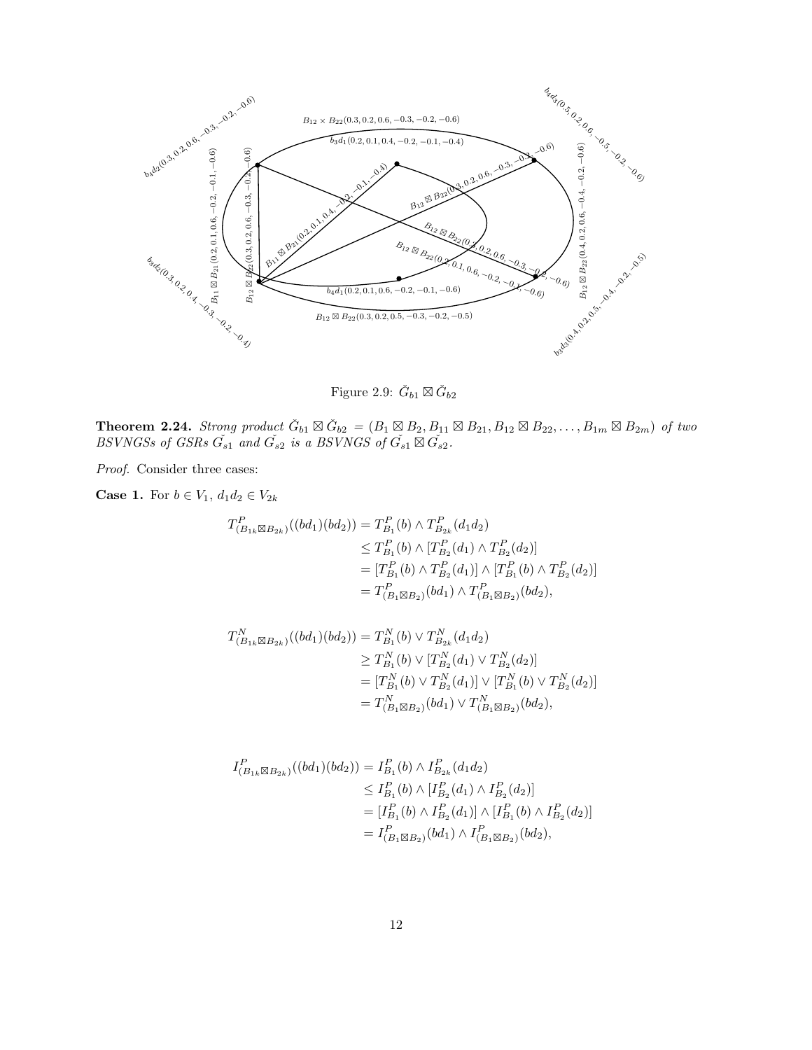Figure 2.9: $\breve{G}_{b1} \boxtimes \breve{G}_{b2}$

**Theorem 2.24.** *Strong product $\breve{G}_{b1} \boxtimes \breve{G}_{b2} = (B_1 \boxtimes B_2, B_{11} \boxtimes B_{21}, B_{12} \boxtimes B_{22}, \ldots, B_{1m} \boxtimes B_{2m})$ of two BSVNGSs of GSRs $\breve{G_{s1}}$ and $\breve{G_{s2}}$ is a BSVNGS of $\breve{G_{s1}} \boxtimes \breve{G_{s2}}$.*

*Proof.* Consider three cases:

**Case 1.** For $b \in V_1$, $d_1d_2 \in V_{2k}$

$$
\begin{aligned}
T^P_{(B_{1k}\boxtimes B_{2k})}((bd_1)(bd_2)) &= T^P_{B_1}(b) \wedge T^P_{B_{2k}}(d_1d_2) \\
&\leq T^P_{B_1}(b) \wedge [T^P_{B_2}(d_1) \wedge T^P_{B_2}(d_2)] \\
&= [T^P_{B_1}(b) \wedge T^P_{B_2}(d_1)] \wedge [T^P_{B_1}(b) \wedge T^P_{B_2}(d_2)] \\
&= T^P_{(B_1\boxtimes B_2)}(bd_1) \wedge T^P_{(B_1\boxtimes B_2)}(bd_2),
\end{aligned}
$$

$$
\begin{aligned}
T^N_{(B_{1k}\boxtimes B_{2k})}((bd_1)(bd_2)) &= T^N_{B_1}(b) \vee T^N_{B_{2k}}(d_1d_2) \\
&\geq T^N_{B_1}(b) \vee [T^N_{B_2}(d_1) \vee T^N_{B_2}(d_2)] \\
&= [T^N_{B_1}(b) \vee T^N_{B_2}(d_1)] \vee [T^N_{B_1}(b) \vee T^N_{B_2}(d_2)] \\
&= T^N_{(B_1\boxtimes B_2)}(bd_1) \vee T^N_{(B_1\boxtimes B_2)}(bd_2),
\end{aligned}
$$

$$
\begin{aligned}
I^P_{(B_{1k}\boxtimes B_{2k})}((bd_1)(bd_2)) &= I^P_{B_1}(b) \wedge I^P_{B_{2k}}(d_1d_2) \\
&\leq I^P_{B_1}(b) \wedge [I^P_{B_2}(d_1) \wedge I^P_{B_2}(d_2)] \\
&= [I^P_{B_1}(b) \wedge I^P_{B_2}(d_1)] \wedge [I^P_{B_1}(b) \wedge I^P_{B_2}(d_2)] \\
&= I^P_{(B_1\boxtimes B_2)}(bd_1) \wedge I^P_{(B_1\boxtimes B_2)}(bd_2),
\end{aligned}
$$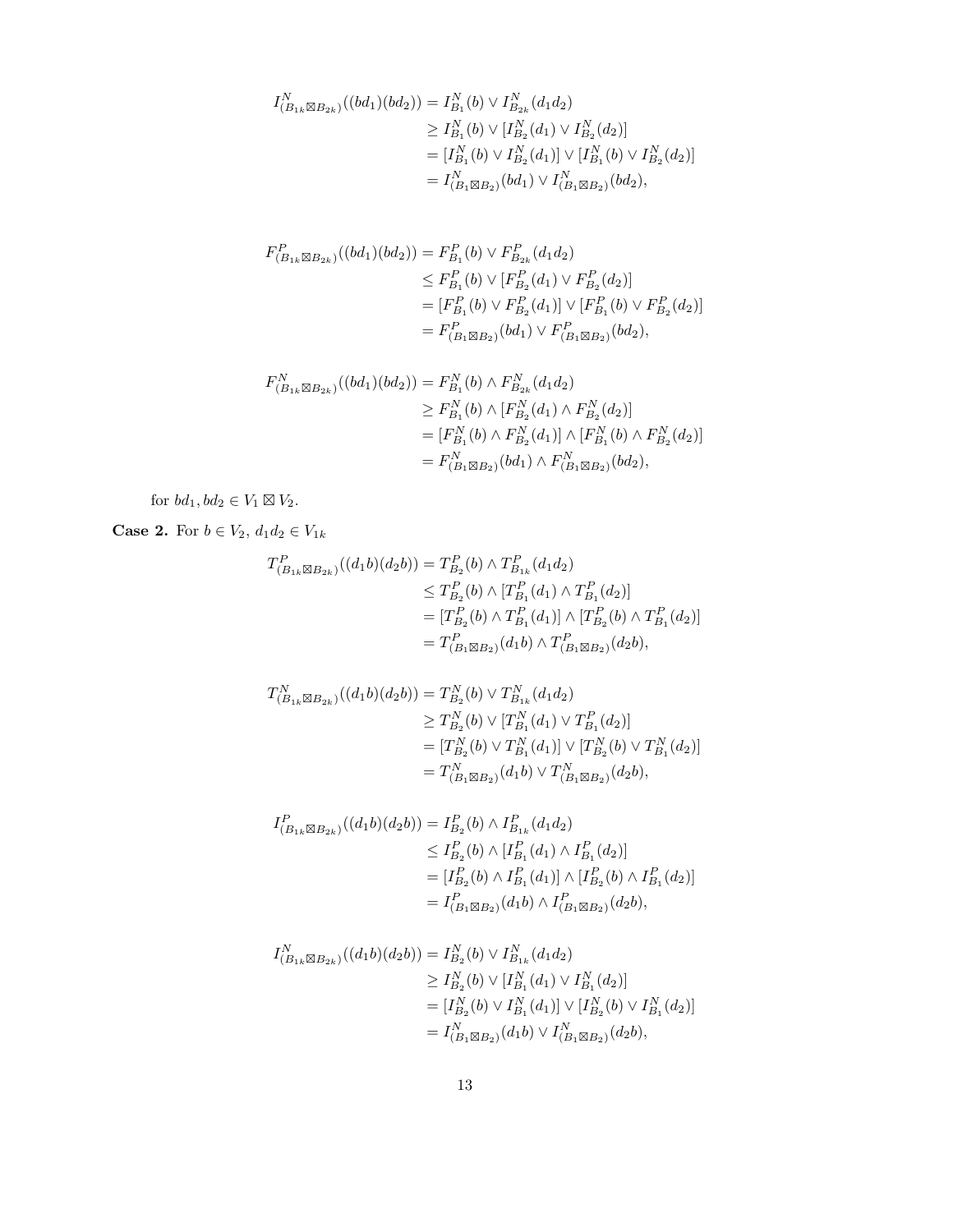$$
\begin{aligned}
I^N_{(B_{1k}\boxtimes B_{2k})}((bd_1)(bd_2)) &= I^N_{B_1}(b) \vee I^N_{B_{2k}}(d_1d_2) \\
&\geq I^N_{B_1}(b) \vee [I^N_{B_2}(d_1) \vee I^N_{B_2}(d_2)] \\
&= [I^N_{B_1}(b) \vee I^N_{B_2}(d_1)] \vee [I^N_{B_1}(b) \vee I^N_{B_2}(d_2)] \\
&= I^N_{(B_1\boxtimes B_2)}(bd_1) \vee I^N_{(B_1\boxtimes B_2)}(bd_2),
\end{aligned}
$$

$$
\begin{aligned}
F^P_{(B_{1k}\boxtimes B_{2k})}((bd_1)(bd_2)) &= F^P_{B_1}(b) \vee F^P_{B_{2k}}(d_1d_2) \\
&\leq F^P_{B_1}(b) \vee [F^P_{B_2}(d_1) \vee F^P_{B_2}(d_2)] \\
&= [F^P_{B_1}(b) \vee F^P_{B_2}(d_1)] \vee [F^P_{B_1}(b) \vee F^P_{B_2}(d_2)] \\
&= F^P_{(B_1\boxtimes B_2)}(bd_1) \vee F^P_{(B_1\boxtimes B_2)}(bd_2),
\end{aligned}
$$

$$
\begin{aligned}
F^N_{(B_{1k}\boxtimes B_{2k})}((bd_1)(bd_2)) &= F^N_{B_1}(b) \wedge F^N_{B_{2k}}(d_1d_2) \\
&\geq F^N_{B_1}(b) \wedge [F^N_{B_2}(d_1) \wedge F^N_{B_2}(d_2)] \\
&= [F^N_{B_1}(b) \wedge F^N_{B_2}(d_1)] \wedge [F^N_{B_1}(b) \wedge F^N_{B_2}(d_2)] \\
&= F^N_{(B_1\boxtimes B_2)}(bd_1) \wedge F^N_{(B_1\boxtimes B_2)}(bd_2),
\end{aligned}
$$

for $bd_1, bd_2 \in V_1 \boxtimes V_2$.

**Case 2.** For $b \in V_2$, $d_1d_2 \in V_{1k}$

$$
\begin{aligned}
T^P_{(B_{1k}\boxtimes B_{2k})}((d_1b)(d_2b)) &= T^P_{B_2}(b) \wedge T^P_{B_{1k}}(d_1d_2) \\
&\leq T^P_{B_2}(b) \wedge [T^P_{B_1}(d_1) \wedge T^P_{B_1}(d_2)] \\
&= [T^P_{B_2}(b) \wedge T^P_{B_1}(d_1)] \wedge [T^P_{B_2}(b) \wedge T^P_{B_1}(d_2)] \\
&= T^P_{(B_1\boxtimes B_2)}(d_1b) \wedge T^P_{(B_1\boxtimes B_2)}(d_2b),
\end{aligned}
$$

$$
\begin{aligned}
T^N_{(B_{1k}\boxtimes B_{2k})}((d_1b)(d_2b)) &= T^N_{B_2}(b) \vee T^N_{B_{1k}}(d_1d_2) \\
&\geq T^N_{B_2}(b) \vee [T^N_{B_1}(d_1) \vee T^P_{B_1}(d_2)] \\
&= [T^N_{B_2}(b) \vee T^N_{B_1}(d_1)] \vee [T^N_{B_2}(b) \vee T^N_{B_1}(d_2)] \\
&= T^N_{(B_1\boxtimes B_2)}(d_1b) \vee T^N_{(B_1\boxtimes B_2)}(d_2b),
\end{aligned}
$$

$$
\begin{aligned}
I^P_{(B_{1k}\boxtimes B_{2k})}((d_1b)(d_2b)) &= I^P_{B_2}(b) \wedge I^P_{B_{1k}}(d_1d_2) \\
&\leq I^P_{B_2}(b) \wedge [I^P_{B_1}(d_1) \wedge I^P_{B_1}(d_2)] \\
&= [I^P_{B_2}(b) \wedge I^P_{B_1}(d_1)] \wedge [I^P_{B_2}(b) \wedge I^P_{B_1}(d_2)] \\
&= I^P_{(B_1\boxtimes B_2)}(d_1b) \wedge I^P_{(B_1\boxtimes B_2)}(d_2b),
\end{aligned}
$$

$$
\begin{aligned}
I^N_{(B_{1k}\boxtimes B_{2k})}((d_1b)(d_2b)) &= I^N_{B_2}(b) \vee I^N_{B_{1k}}(d_1d_2) \\
&\geq I^N_{B_2}(b) \vee [I^N_{B_1}(d_1) \vee I^N_{B_1}(d_2)] \\
&= [I^N_{B_2}(b) \vee I^N_{B_1}(d_1)] \vee [I^N_{B_2}(b) \vee I^N_{B_1}(d_2)] \\
&= I^N_{(B_1\boxtimes B_2)}(d_1b) \vee I^N_{(B_1\boxtimes B_2)}(d_2b),
\end{aligned}
$$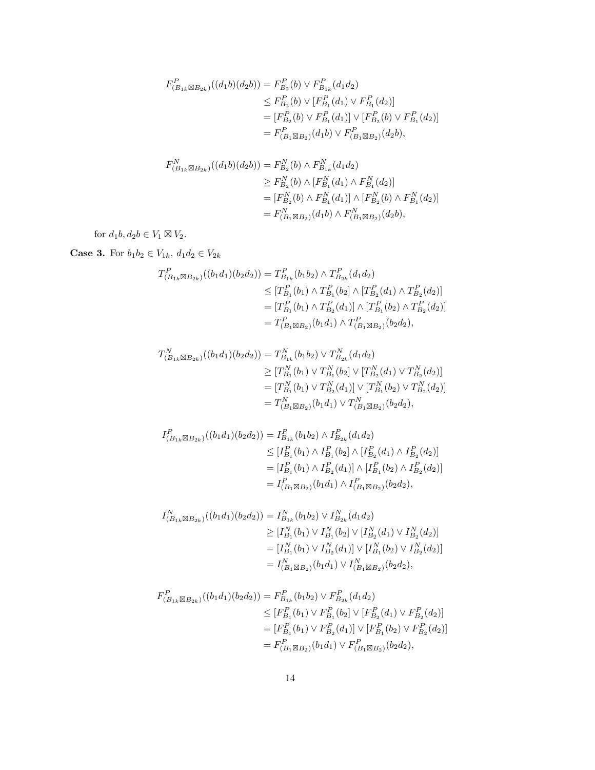$$
\begin{aligned}
F^P_{(B_{1k}\boxtimes B_{2k})}((d_1b)(d_2b)) &= F^P_{B_2}(b) \vee F^P_{B_{1k}}(d_1d_2)\\
&\leq F^P_{B_2}(b) \vee [F^P_{B_1}(d_1) \vee F^P_{B_1}(d_2)]\\
&= [F^P_{B_2}(b) \vee F^P_{B_1}(d_1)] \vee [F^P_{B_2}(b) \vee F^P_{B_1}(d_2)]\\
&= F^P_{(B_1\boxtimes B_2)}(d_1b) \vee F^P_{(B_1\boxtimes B_2)}(d_2b),
\end{aligned}
$$

$$
\begin{aligned}
F^N_{(B_{1k}\boxtimes B_{2k})}((d_1b)(d_2b)) &= F^N_{B_2}(b) \wedge F^N_{B_{1k}}(d_1d_2)\\
&\geq F^N_{B_2}(b) \wedge [F^N_{B_1}(d_1) \wedge F^N_{B_1}(d_2)]\\
&= [F^N_{B_2}(b) \wedge F^N_{B_1}(d_1)] \wedge [F^N_{B_2}(b) \wedge F^N_{B_1}(d_2)]\\
&= F^N_{(B_1\boxtimes B_2)}(d_1b) \wedge F^N_{(B_1\boxtimes B_2)}(d_2b),
\end{aligned}
$$

for $d_1b, d_2b \in V_1 \boxtimes V_2$.

**Case 3.** For $b_1b_2 \in V_{1k}$, $d_1d_2 \in V_{2k}$

$$
\begin{aligned}
T^P_{(B_{1k}\boxtimes B_{2k})}((b_1d_1)(b_2d_2)) &= T^P_{B_{1k}}(b_1b_2) \wedge T^P_{B_{2k}}(d_1d_2)\\
&\leq [T^P_{B_1}(b_1) \wedge T^P_{B_1}(b_2] \wedge [T^P_{B_2}(d_1) \wedge T^P_{B_2}(d_2)]\\
&= [T^P_{B_1}(b_1) \wedge T^P_{B_2}(d_1)] \wedge [T^P_{B_1}(b_2) \wedge T^P_{B_2}(d_2)]\\
&= T^P_{(B_1\boxtimes B_2)}(b_1d_1) \wedge T^P_{(B_1\boxtimes B_2)}(b_2d_2),
\end{aligned}
$$

$$
\begin{aligned}
T^N_{(B_{1k}\boxtimes B_{2k})}((b_1d_1)(b_2d_2)) &= T^N_{B_{1k}}(b_1b_2) \vee T^N_{B_{2k}}(d_1d_2)\\
&\geq [T^N_{B_1}(b_1) \vee T^N_{B_1}(b_2] \vee [T^N_{B_2}(d_1) \vee T^N_{B_2}(d_2)]\\
&= [T^N_{B_1}(b_1) \vee T^N_{B_2}(d_1)] \vee [T^N_{B_1}(b_2) \vee T^N_{B_2}(d_2)]\\
&= T^N_{(B_1\boxtimes B_2)}(b_1d_1) \vee T^N_{(B_1\boxtimes B_2)}(b_2d_2),
\end{aligned}
$$

$$
\begin{aligned}
I^P_{(B_{1k}\boxtimes B_{2k})}((b_1d_1)(b_2d_2)) &= I^P_{B_{1k}}(b_1b_2) \wedge I^P_{B_{2k}}(d_1d_2)\\
&\leq [I^P_{B_1}(b_1) \wedge I^P_{B_1}(b_2] \wedge [I^P_{B_2}(d_1) \wedge I^P_{B_2}(d_2)]\\
&= [I^P_{B_1}(b_1) \wedge I^P_{B_2}(d_1)] \wedge [I^P_{B_1}(b_2) \wedge I^P_{B_2}(d_2)]\\
&= I^P_{(B_1\boxtimes B_2)}(b_1d_1) \wedge I^P_{(B_1\boxtimes B_2)}(b_2d_2),
\end{aligned}
$$

$$
\begin{aligned}
I^N_{(B_{1k}\boxtimes B_{2k})}((b_1d_1)(b_2d_2)) &= I^N_{B_{1k}}(b_1b_2) \vee I^N_{B_{2k}}(d_1d_2)\\
&\geq [I^N_{B_1}(b_1) \vee I^N_{B_1}(b_2] \vee [I^N_{B_2}(d_1) \vee I^N_{B_2}(d_2)]\\
&= [I^N_{B_1}(b_1) \vee I^N_{B_2}(d_1)] \vee [I^N_{B_1}(b_2) \vee I^N_{B_2}(d_2)]\\
&= I^N_{(B_1\boxtimes B_2)}(b_1d_1) \vee I^N_{(B_1\boxtimes B_2)}(b_2d_2),
\end{aligned}
$$

$$
\begin{aligned}
F^P_{(B_{1k}\boxtimes B_{2k})}((b_1d_1)(b_2d_2)) &= F^P_{B_{1k}}(b_1b_2) \vee F^P_{B_{2k}}(d_1d_2)\\
&\leq [F^P_{B_1}(b_1) \vee F^P_{B_1}(b_2] \vee [F^P_{B_2}(d_1) \vee F^P_{B_2}(d_2)]\\
&= [F^P_{B_1}(b_1) \vee F^P_{B_2}(d_1)] \vee [F^P_{B_1}(b_2) \vee F^P_{B_2}(d_2)]\\
&= F^P_{(B_1\boxtimes B_2)}(b_1d_1) \vee F^P_{(B_1\boxtimes B_2)}(b_2d_2),
\end{aligned}
$$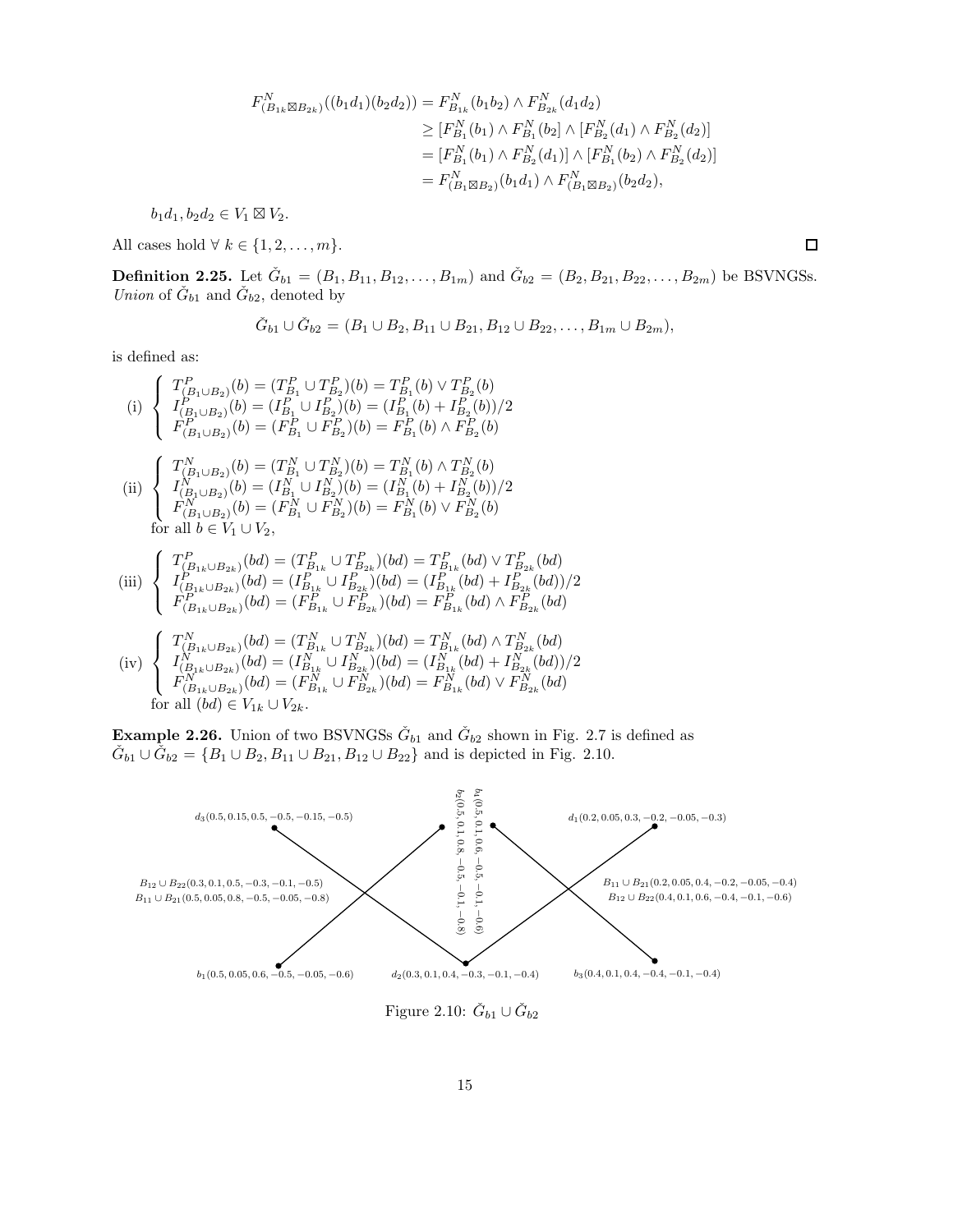$$
\begin{aligned}
F^N_{(B_{1k}\boxtimes B_{2k})}((b_1d_1)(b_2d_2)) &= F^N_{B_{1k}}(b_1b_2) \wedge F^N_{B_{2k}}(d_1d_2)\\
&\geq [F^N_{B_1}(b_1) \wedge F^N_{B_1}(b_2] \wedge [F^N_{B_2}(d_1) \wedge F^N_{B_2}(d_2)]\\
&= [F^N_{B_1}(b_1) \wedge F^N_{B_2}(d_1)] \wedge [F^N_{B_1}(b_2) \wedge F^N_{B_2}(d_2)]\\
&= F^N_{(B_1\boxtimes B_2)}(b_1d_1) \wedge F^N_{(B_1\boxtimes B_2)}(b_2d_2),
\end{aligned}
$$

$b_1d_1, b_2d_2 \in V_1 \boxtimes V_2$.

All cases hold $\forall\ k \in \{1, 2, \ldots, m\}$. □

**Definition 2.25.** Let $\check{G}_{b1} = (B_1, B_{11}, B_{12}, \ldots, B_{1m})$ and $\check{G}_{b2} = (B_2, B_{21}, B_{22}, \ldots, B_{2m})$ be BSVNGSs. *Union* of $\check{G}_{b1}$ and $\check{G}_{b2}$, denoted by

$$\check{G}_{b1} \cup \check{G}_{b2} = (B_1 \cup B_2, B_{11} \cup B_{21}, B_{12} \cup B_{22}, \ldots, B_{1m} \cup B_{2m}),$$

is defined as:

$$
\text{(i)}\ \begin{cases}
T^P_{(B_1\cup B_2)}(b) = (T^P_{B_1} \cup T^P_{B_2})(b) = T^P_{B_1}(b) \vee T^P_{B_2}(b)\\
I^P_{(B_1\cup B_2)}(b) = (I^P_{B_1} \cup I^P_{B_2})(b) = (I^P_{B_1}(b) + I^P_{B_2}(b))/2\\
F^P_{(B_1\cup B_2)}(b) = (F^P_{B_1} \cup F^P_{B_2})(b) = F^P_{B_1}(b) \wedge F^P_{B_2}(b)
\end{cases}
$$

$$
\text{(ii)}\ \begin{cases}
T^N_{(B_1\cup B_2)}(b) = (T^N_{B_1} \cup T^N_{B_2})(b) = T^N_{B_1}(b) \wedge T^N_{B_2}(b)\\
I^N_{(B_1\cup B_2)}(b) = (I^N_{B_1} \cup I^N_{B_2})(b) = (I^N_{B_1}(b) + I^N_{B_2}(b))/2\\
F^N_{(B_1\cup B_2)}(b) = (F^N_{B_1} \cup F^N_{B_2})(b) = F^N_{B_1}(b) \vee F^N_{B_2}(b)
\end{cases}
$$

for all $b \in V_1 \cup V_2$,

$$
\text{(iii)}\ \begin{cases}
T^P_{(B_{1k}\cup B_{2k})}(bd) = (T^P_{B_{1k}} \cup T^P_{B_{2k}})(bd) = T^P_{B_{1k}}(bd) \vee T^P_{B_{2k}}(bd)\\
I^P_{(B_{1k}\cup B_{2k})}(bd) = (I^P_{B_{1k}} \cup I^P_{B_{2k}})(bd) = (I^P_{B_{1k}}(bd) + I^P_{B_{2k}}(bd))/2\\
F^P_{(B_{1k}\cup B_{2k})}(bd) = (F^P_{B_{1k}} \cup F^P_{B_{2k}})(bd) = F^P_{B_{1k}}(bd) \wedge F^P_{B_{2k}}(bd)
\end{cases}
$$

$$
\text{(iv)}\ \begin{cases}
T^N_{(B_{1k}\cup B_{2k})}(bd) = (T^N_{B_{1k}} \cup T^N_{B_{2k}})(bd) = T^N_{B_{1k}}(bd) \wedge T^N_{B_{2k}}(bd)\\
I^N_{(B_{1k}\cup B_{2k})}(bd) = (I^N_{B_{1k}} \cup I^N_{B_{2k}})(bd) = (I^N_{B_{1k}}(bd) + I^N_{B_{2k}}(bd))/2\\
F^N_{(B_{1k}\cup B_{2k})}(bd) = (F^N_{B_{1k}} \cup F^N_{B_{2k}})(bd) = F^N_{B_{1k}}(bd) \vee F^N_{B_{2k}}(bd)
\end{cases}
$$

for all $(bd) \in V_{1k} \cup V_{2k}$.

**Example 2.26.** Union of two BSVNGSs $\check{G}_{b1}$ and $\check{G}_{b2}$ shown in Fig. 2.7 is defined as $\check{G}_{b1} \cup \check{G}_{b2} = \{B_1 \cup B_2, B_{11} \cup B_{21}, B_{12} \cup B_{22}\}$ and is depicted in Fig. 2.10.

$d_3(0.5, 0.15, 0.5, -0.5, -0.15, -0.5)$, $b_4(0.5, 0.1, 0.6, -0.5, -0.1, -0.6)$, $b_2(0.5, 0.1, 0.8, -0.5, -0.1, -0.8)$, $d_1(0.2, 0.05, 0.3, -0.2, -0.05, -0.3)$

$B_{12} \cup B_{22}(0.3, 0.1, 0.5, -0.3, -0.1, -0.5)$
$B_{11} \cup B_{21}(0.5, 0.05, 0.8, -0.5, -0.05, -0.8)$

$B_{11} \cup B_{21}(0.2, 0.05, 0.4, -0.2, -0.05, -0.4)$
$B_{12} \cup B_{22}(0.4, 0.1, 0.6, -0.4, -0.1, -0.6)$

$b_1(0.5, 0.05, 0.6, -0.5, -0.05, -0.6)$, $d_2(0.3, 0.1, 0.4, -0.3, -0.1, -0.4)$, $b_3(0.4, 0.1, 0.4, -0.4, -0.1, -0.4)$

Figure 2.10: $\check{G}_{b1} \cup \check{G}_{b2}$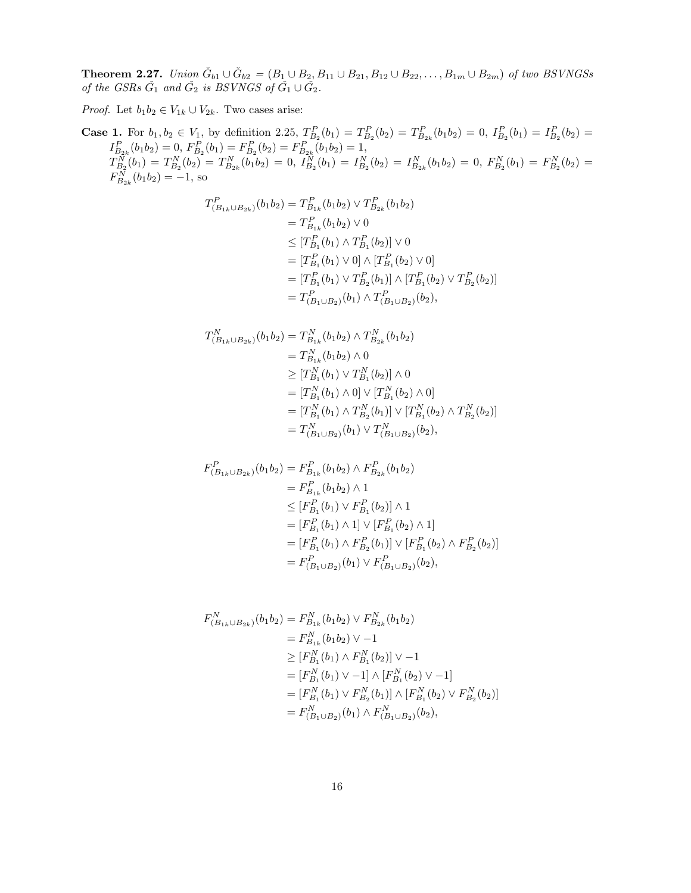**Theorem 2.27.** *Union $\check{G}_{b1} \cup \check{G}_{b2} = (B_1 \cup B_2, B_{11} \cup B_{21}, B_{12} \cup B_{22}, \ldots, B_{1m} \cup B_{2m})$ of two BSVNGSs of the GSRs $\check{G}_1$ and $\check{G}_2$ is BSVNGS of $\check{G}_1 \cup \check{G}_2$.*

*Proof.* Let $b_1b_2 \in V_{1k} \cup V_{2k}$. Two cases arise:

**Case 1.** For $b_1, b_2 \in V_1$, by definition 2.25, $T^P_{B_2}(b_1) = T^P_{B_2}(b_2) = T^P_{B_{2k}}(b_1b_2) = 0$, $I^P_{B_2}(b_1) = I^P_{B_2}(b_2) = I^P_{B_{2k}}(b_1b_2) = 0$, $F^P_{B_2}(b_1) = F^P_{B_2}(b_2) = F^P_{B_{2k}}(b_1b_2) = 1$, $T^N_{B_2}(b_1) = T^N_{B_2}(b_2) = T^N_{B_{2k}}(b_1b_2) = 0$, $I^N_{B_2}(b_1) = I^N_{B_2}(b_2) = I^N_{B_{2k}}(b_1b_2) = 0$, $F^N_{B_2}(b_1) = F^N_{B_2}(b_2) = F^N_{B_{2k}}(b_1b_2) = -1$, so

$$\begin{aligned}
T^P_{(B_{1k}\cup B_{2k})}(b_1b_2) &= T^P_{B_{1k}}(b_1b_2) \vee T^P_{B_{2k}}(b_1b_2) \\
&= T^P_{B_{1k}}(b_1b_2) \vee 0 \\
&\leq [T^P_{B_1}(b_1) \wedge T^P_{B_1}(b_2)] \vee 0 \\
&= [T^P_{B_1}(b_1) \vee 0] \wedge [T^P_{B_1}(b_2) \vee 0] \\
&= [T^P_{B_1}(b_1) \vee T^P_{B_2}(b_1)] \wedge [T^P_{B_1}(b_2) \vee T^P_{B_2}(b_2)] \\
&= T^P_{(B_1\cup B_2)}(b_1) \wedge T^P_{(B_1\cup B_2)}(b_2),
\end{aligned}$$

$$\begin{aligned}
T^N_{(B_{1k}\cup B_{2k})}(b_1b_2) &= T^N_{B_{1k}}(b_1b_2) \wedge T^N_{B_{2k}}(b_1b_2) \\
&= T^N_{B_{1k}}(b_1b_2) \wedge 0 \\
&\geq [T^N_{B_1}(b_1) \vee T^N_{B_1}(b_2)] \wedge 0 \\
&= [T^N_{B_1}(b_1) \wedge 0] \vee [T^N_{B_1}(b_2) \wedge 0] \\
&= [T^N_{B_1}(b_1) \wedge T^N_{B_2}(b_1)] \vee [T^N_{B_1}(b_2) \wedge T^N_{B_2}(b_2)] \\
&= T^N_{(B_1\cup B_2)}(b_1) \vee T^N_{(B_1\cup B_2)}(b_2),
\end{aligned}$$

$$\begin{aligned}
F^P_{(B_{1k}\cup B_{2k})}(b_1b_2) &= F^P_{B_{1k}}(b_1b_2) \wedge F^P_{B_{2k}}(b_1b_2) \\
&= F^P_{B_{1k}}(b_1b_2) \wedge 1 \\
&\leq [F^P_{B_1}(b_1) \vee F^P_{B_1}(b_2)] \wedge 1 \\
&= [F^P_{B_1}(b_1) \wedge 1] \vee [F^P_{B_1}(b_2) \wedge 1] \\
&= [F^P_{B_1}(b_1) \wedge F^P_{B_2}(b_1)] \vee [F^P_{B_1}(b_2) \wedge F^P_{B_2}(b_2)] \\
&= F^P_{(B_1\cup B_2)}(b_1) \vee F^P_{(B_1\cup B_2)}(b_2),
\end{aligned}$$

$$\begin{aligned}
F^N_{(B_{1k}\cup B_{2k})}(b_1b_2) &= F^N_{B_{1k}}(b_1b_2) \vee F^N_{B_{2k}}(b_1b_2) \\
&= F^N_{B_{1k}}(b_1b_2) \vee -1 \\
&\geq [F^N_{B_1}(b_1) \wedge F^N_{B_1}(b_2)] \vee -1 \\
&= [F^N_{B_1}(b_1) \vee -1] \wedge [F^N_{B_1}(b_2) \vee -1] \\
&= [F^N_{B_1}(b_1) \vee F^N_{B_2}(b_1)] \wedge [F^N_{B_1}(b_2) \vee F^N_{B_2}(b_2)] \\
&= F^N_{(B_1\cup B_2)}(b_1) \wedge F^N_{(B_1\cup B_2)}(b_2),
\end{aligned}$$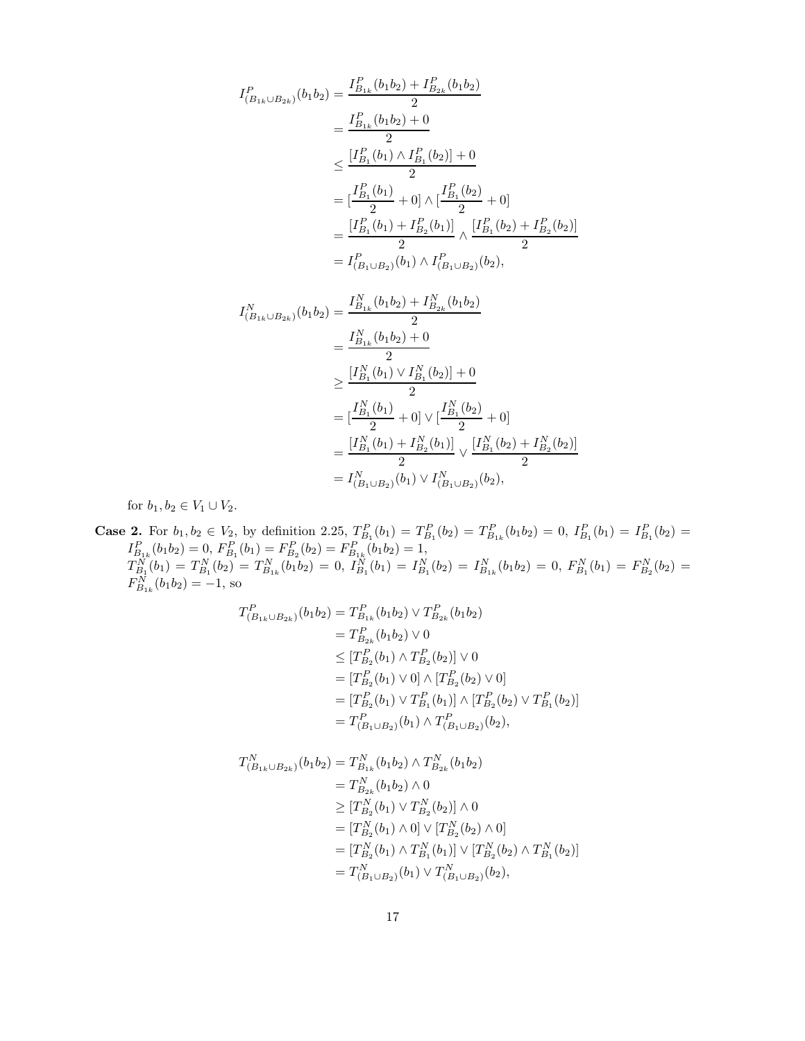$$
\begin{aligned}
I^P_{(B_{1k}\cup B_{2k})}(b_1b_2) &= \frac{I^P_{B_{1k}}(b_1b_2)+I^P_{B_{2k}}(b_1b_2)}{2} \\
&= \frac{I^P_{B_{1k}}(b_1b_2)+0}{2} \\
&\leq \frac{[I^P_{B_1}(b_1)\wedge I^P_{B_1}(b_2)]+0}{2} \\
&= [\frac{I^P_{B_1}(b_1)}{2}+0]\wedge[\frac{I^P_{B_1}(b_2)}{2}+0] \\
&= \frac{[I^P_{B_1}(b_1)+I^P_{B_2}(b_1)]}{2}\wedge\frac{[I^P_{B_1}(b_2)+I^P_{B_2}(b_2)]}{2} \\
&= I^P_{(B_1\cup B_2)}(b_1)\wedge I^P_{(B_1\cup B_2)}(b_2),
\end{aligned}
$$

$$
\begin{aligned}
I^N_{(B_{1k}\cup B_{2k})}(b_1b_2) &= \frac{I^N_{B_{1k}}(b_1b_2)+I^N_{B_{2k}}(b_1b_2)}{2} \\
&= \frac{I^N_{B_{1k}}(b_1b_2)+0}{2} \\
&\geq \frac{[I^N_{B_1}(b_1)\vee I^N_{B_1}(b_2)]+0}{2} \\
&= [\frac{I^N_{B_1}(b_1)}{2}+0]\vee[\frac{I^N_{B_1}(b_2)}{2}+0] \\
&= \frac{[I^N_{B_1}(b_1)+I^N_{B_2}(b_1)]}{2}\vee\frac{[I^N_{B_1}(b_2)+I^N_{B_2}(b_2)]}{2} \\
&= I^N_{(B_1\cup B_2)}(b_1)\vee I^N_{(B_1\cup B_2)}(b_2),
\end{aligned}
$$

for $b_1, b_2 \in V_1 \cup V_2$.

**Case 2.** For $b_1, b_2 \in V_2$, by definition 2.25, $T^P_{B_1}(b_1) = T^P_{B_1}(b_2) = T^P_{B_{1k}}(b_1b_2) = 0$, $I^P_{B_1}(b_1) = I^P_{B_1}(b_2) = I^P_{B_{1k}}(b_1b_2) = 0$, $F^P_{B_1}(b_1) = F^P_{B_2}(b_2) = F^P_{B_{1k}}(b_1b_2) = 1$,
$T^N_{B_1}(b_1) = T^N_{B_1}(b_2) = T^N_{B_{1k}}(b_1b_2) = 0$, $I^N_{B_1}(b_1) = I^N_{B_1}(b_2) = I^N_{B_{1k}}(b_1b_2) = 0$, $F^N_{B_1}(b_1) = F^N_{B_2}(b_2) = F^N_{B_{1k}}(b_1b_2) = -1$, so

$$
\begin{aligned}
T^P_{(B_{1k}\cup B_{2k})}(b_1b_2) &= T^P_{B_{1k}}(b_1b_2)\vee T^P_{B_{2k}}(b_1b_2) \\
&= T^P_{B_{2k}}(b_1b_2)\vee 0 \\
&\leq [T^P_{B_2}(b_1)\wedge T^P_{B_2}(b_2)]\vee 0 \\
&= [T^P_{B_2}(b_1)\vee 0]\wedge[T^P_{B_2}(b_2)\vee 0] \\
&= [T^P_{B_2}(b_1)\vee T^P_{B_1}(b_1)]\wedge[T^P_{B_2}(b_2)\vee T^P_{B_1}(b_2)] \\
&= T^P_{(B_1\cup B_2)}(b_1)\wedge T^P_{(B_1\cup B_2)}(b_2),
\end{aligned}
$$

$$
\begin{aligned}
T^N_{(B_{1k}\cup B_{2k})}(b_1b_2) &= T^N_{B_{1k}}(b_1b_2)\wedge T^N_{B_{2k}}(b_1b_2) \\
&= T^N_{B_{2k}}(b_1b_2)\wedge 0 \\
&\geq [T^N_{B_2}(b_1)\vee T^N_{B_2}(b_2)]\wedge 0 \\
&= [T^N_{B_2}(b_1)\wedge 0]\vee[T^N_{B_2}(b_2)\wedge 0] \\
&= [T^N_{B_2}(b_1)\wedge T^N_{B_1}(b_1)]\vee[T^N_{B_2}(b_2)\wedge T^N_{B_1}(b_2)] \\
&= T^N_{(B_1\cup B_2)}(b_1)\vee T^N_{(B_1\cup B_2)}(b_2),
\end{aligned}
$$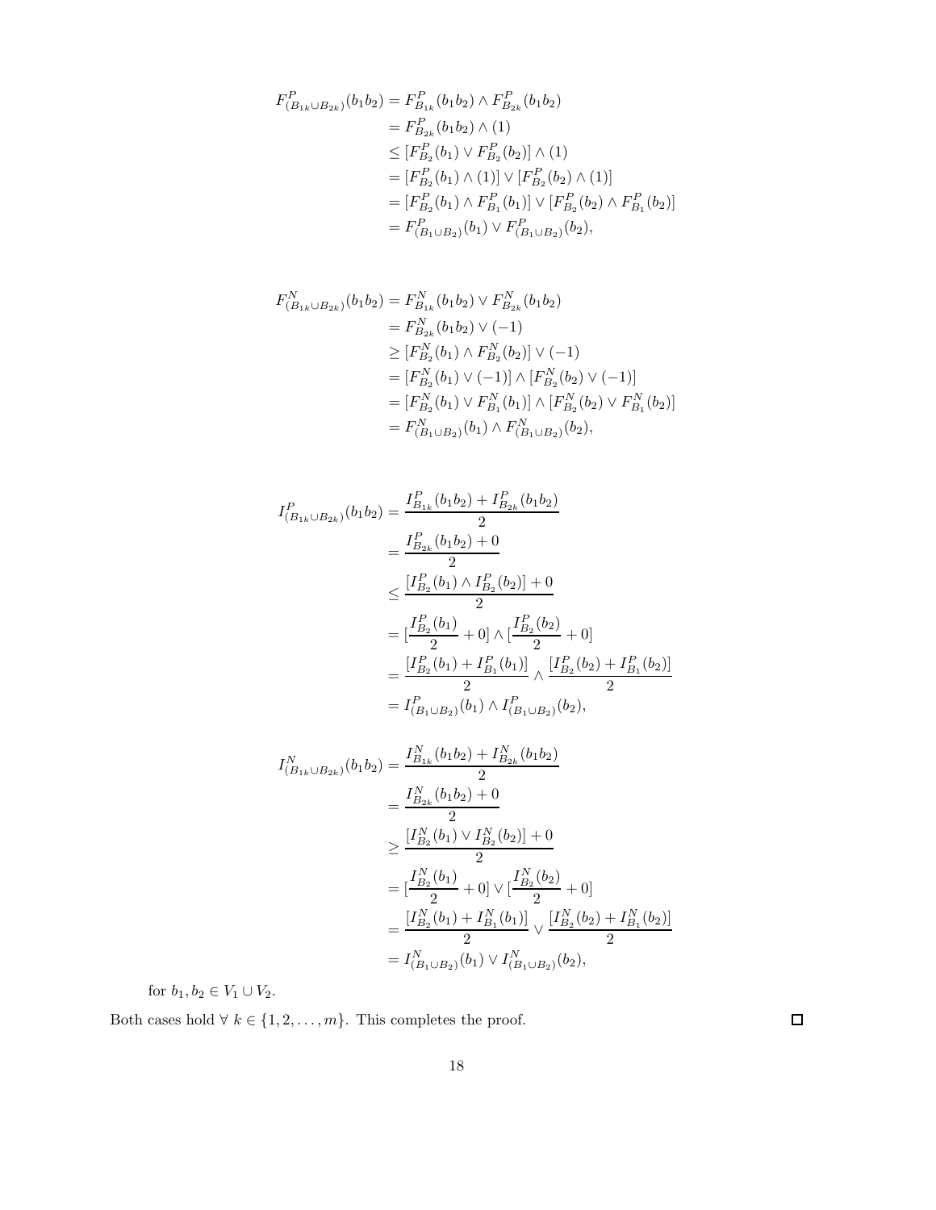$$
\begin{aligned}
F^P_{(B_{1k}\cup B_{2k})}(b_1b_2) &= F^P_{B_{1k}}(b_1b_2) \wedge F^P_{B_{2k}}(b_1b_2) \\
&= F^P_{B_{2k}}(b_1b_2) \wedge (1) \\
&\leq [F^P_{B_2}(b_1) \vee F^P_{B_2}(b_2)] \wedge (1) \\
&= [F^P_{B_2}(b_1) \wedge (1)] \vee [F^P_{B_2}(b_2) \wedge (1)] \\
&= [F^P_{B_2}(b_1) \wedge F^P_{B_1}(b_1)] \vee [F^P_{B_2}(b_2) \wedge F^P_{B_1}(b_2)] \\
&= F^P_{(B_1\cup B_2)}(b_1) \vee F^P_{(B_1\cup B_2)}(b_2),
\end{aligned}
$$

$$
\begin{aligned}
F^N_{(B_{1k}\cup B_{2k})}(b_1b_2) &= F^N_{B_{1k}}(b_1b_2) \vee F^N_{B_{2k}}(b_1b_2) \\
&= F^N_{B_{2k}}(b_1b_2) \vee (-1) \\
&\geq [F^N_{B_2}(b_1) \wedge F^N_{B_2}(b_2)] \vee (-1) \\
&= [F^N_{B_2}(b_1) \vee (-1)] \wedge [F^N_{B_2}(b_2) \vee (-1)] \\
&= [F^N_{B_2}(b_1) \vee F^N_{B_1}(b_1)] \wedge [F^N_{B_2}(b_2) \vee F^N_{B_1}(b_2)] \\
&= F^N_{(B_1\cup B_2)}(b_1) \wedge F^N_{(B_1\cup B_2)}(b_2),
\end{aligned}
$$

$$
\begin{aligned}
I^P_{(B_{1k}\cup B_{2k})}(b_1b_2) &= \frac{I^P_{B_{1k}}(b_1b_2) + I^P_{B_{2k}}(b_1b_2)}{2} \\
&= \frac{I^P_{B_{2k}}(b_1b_2) + 0}{2} \\
&\leq \frac{[I^P_{B_2}(b_1) \wedge I^P_{B_2}(b_2)] + 0}{2} \\
&= [\frac{I^P_{B_2}(b_1)}{2} + 0] \wedge [\frac{I^P_{B_2}(b_2)}{2} + 0] \\
&= \frac{[I^P_{B_2}(b_1) + I^P_{B_1}(b_1)]}{2} \wedge \frac{[I^P_{B_2}(b_2) + I^P_{B_1}(b_2)]}{2} \\
&= I^P_{(B_1\cup B_2)}(b_1) \wedge I^P_{(B_1\cup B_2)}(b_2),
\end{aligned}
$$

$$
\begin{aligned}
I^N_{(B_{1k}\cup B_{2k})}(b_1b_2) &= \frac{I^N_{B_{1k}}(b_1b_2) + I^N_{B_{2k}}(b_1b_2)}{2} \\
&= \frac{I^N_{B_{2k}}(b_1b_2) + 0}{2} \\
&\geq \frac{[I^N_{B_2}(b_1) \vee I^N_{B_2}(b_2)] + 0}{2} \\
&= [\frac{I^N_{B_2}(b_1)}{2} + 0] \vee [\frac{I^N_{B_2}(b_2)}{2} + 0] \\
&= \frac{[I^N_{B_2}(b_1) + I^N_{B_1}(b_1)]}{2} \vee \frac{[I^N_{B_2}(b_2) + I^N_{B_1}(b_2)]}{2} \\
&= I^N_{(B_1\cup B_2)}(b_1) \vee I^N_{(B_1\cup B_2)}(b_2),
\end{aligned}
$$

for $b_1, b_2 \in V_1 \cup V_2$.

Both cases hold $\forall\ k \in \{1, 2, \ldots, m\}$. This completes the proof. □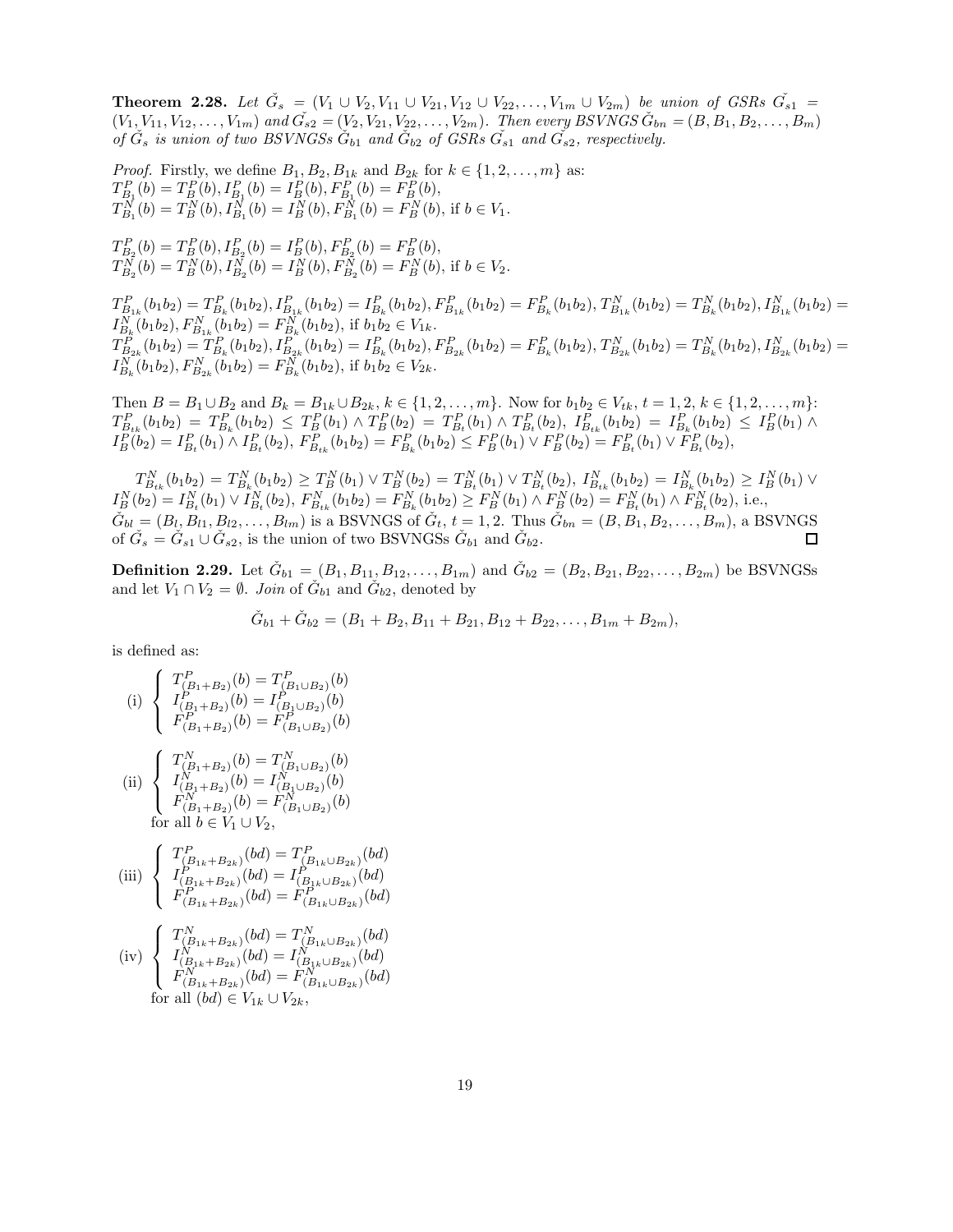**Theorem 2.28.** *Let $\check{G_s} = (V_1 \cup V_2, V_{11} \cup V_{21}, V_{12} \cup V_{22}, \ldots, V_{1m} \cup V_{2m})$ be union of GSRs $\check{G_{s1}} = (V_1, V_{11}, V_{12}, \ldots, V_{1m})$ and $\check{G_{s2}} = (V_2, V_{21}, V_{22}, \ldots, V_{2m})$. Then every BSVNGS $\check{G}_{bn} = (B, B_1, B_2, \ldots, B_m)$ of $\check{G_s}$ is union of two BSVNGSs $\check{G}_{b1}$ and $\check{G}_{b2}$ of GSRs $\check{G_{s1}}$ and $\check{G_{s2}}$, respectively.*

*Proof.* Firstly, we define $B_1, B_2, B_{1k}$ and $B_{2k}$ for $k \in \{1, 2, \ldots, m\}$ as:
$T^P_{B_1}(b) = T^P_B(b), I^P_{B_1}(b) = I^P_B(b), F^P_{B_1}(b) = F^P_B(b)$,
$T^N_{B_1}(b) = T^N_B(b), I^N_{B_1}(b) = I^N_B(b), F^N_{B_1}(b) = F^N_B(b)$, if $b \in V_1$.

$T^P_{B_2}(b) = T^P_B(b), I^P_{B_2}(b) = I^P_B(b), F^P_{B_2}(b) = F^P_B(b)$,
$T^N_{B_2}(b) = T^N_B(b), I^N_{B_2}(b) = I^N_B(b), F^N_{B_2}(b) = F^N_B(b)$, if $b \in V_2$.

$T^P_{B_{1k}}(b_1b_2) = T^P_{B_k}(b_1b_2), I^P_{B_{1k}}(b_1b_2) = I^P_{B_k}(b_1b_2), F^P_{B_{1k}}(b_1b_2) = F^P_{B_k}(b_1b_2), T^N_{B_{1k}}(b_1b_2) = T^N_{B_k}(b_1b_2), I^N_{B_{1k}}(b_1b_2) = I^N_{B_k}(b_1b_2), F^N_{B_{1k}}(b_1b_2) = F^N_{B_k}(b_1b_2)$, if $b_1b_2 \in V_{1k}$.
$T^P_{B_{2k}}(b_1b_2) = T^P_{B_k}(b_1b_2), I^P_{B_{2k}}(b_1b_2) = I^P_{B_k}(b_1b_2), F^P_{B_{2k}}(b_1b_2) = F^P_{B_k}(b_1b_2), T^N_{B_{2k}}(b_1b_2) = T^N_{B_k}(b_1b_2), I^N_{B_{2k}}(b_1b_2) = I^N_{B_k}(b_1b_2), F^N_{B_{2k}}(b_1b_2) = F^N_{B_k}(b_1b_2)$, if $b_1b_2 \in V_{2k}$.

Then $B = B_1 \cup B_2$ and $B_k = B_{1k} \cup B_{2k}$, $k \in \{1, 2, \ldots, m\}$. Now for $b_1b_2 \in V_{tk}$, $t = 1, 2$, $k \in \{1, 2, \ldots, m\}$:
$T^P_{B_{tk}}(b_1b_2) = T^P_{B_k}(b_1b_2) \leq T^P_B(b_1) \wedge T^P_B(b_2) = T^P_{B_t}(b_1) \wedge T^P_{B_t}(b_2)$, $I^P_{B_{tk}}(b_1b_2) = I^P_{B_k}(b_1b_2) \leq I^P_B(b_1) \wedge I^P_B(b_2) = I^P_{B_t}(b_1) \wedge I^P_{B_t}(b_2)$, $F^P_{B_{tk}}(b_1b_2) = F^P_{B_k}(b_1b_2) \leq F^P_B(b_1) \vee F^P_B(b_2) = F^P_{B_t}(b_1) \vee F^P_{B_t}(b_2)$,

$T^N_{B_{tk}}(b_1b_2) = T^N_{B_k}(b_1b_2) \geq T^N_B(b_1) \vee T^N_B(b_2) = T^N_{B_t}(b_1) \vee T^N_{B_t}(b_2)$, $I^N_{B_{tk}}(b_1b_2) = I^N_{B_k}(b_1b_2) \geq I^N_B(b_1) \vee I^N_B(b_2) = I^N_{B_t}(b_1) \vee I^N_{B_t}(b_2)$, $F^N_{B_{tk}}(b_1b_2) = F^N_{B_k}(b_1b_2) \geq F^N_B(b_1) \wedge F^N_B(b_2) = F^N_{B_t}(b_1) \wedge F^N_{B_t}(b_2)$, i.e., $\check{G}_{bl} = (B_l, B_{l1}, B_{l2}, \ldots, B_{lm})$ is a BSVNGS of $\check{G}_t$, $t = 1, 2$. Thus $\check{G}_{bn} = (B, B_1, B_2, \ldots, B_m)$, a BSVNGS of $\check{G}_s = \check{G}_{s1} \cup \check{G}_{s2}$, is the union of two BSVNGSs $\check{G}_{b1}$ and $\check{G}_{b2}$. ◻

**Definition 2.29.** Let $\check{G}_{b1} = (B_1, B_{11}, B_{12}, \ldots, B_{1m})$ and $\check{G}_{b2} = (B_2, B_{21}, B_{22}, \ldots, B_{2m})$ be BSVNGSs and let $V_1 \cap V_2 = \emptyset$. *Join* of $\check{G}_{b1}$ and $\check{G}_{b2}$, denoted by

$$\check{G}_{b1} + \check{G}_{b2} = (B_1 + B_2, B_{11} + B_{21}, B_{12} + B_{22}, \ldots, B_{1m} + B_{2m}),$$

is defined as:

$$\text{(i)} \begin{cases} T^P_{(B_1+B_2)}(b) = T^P_{(B_1 \cup B_2)}(b) \\ I^P_{(B_1+B_2)}(b) = I^P_{(B_1 \cup B_2)}(b) \\ F^P_{(B_1+B_2)}(b) = F^P_{(B_1 \cup B_2)}(b) \end{cases}$$

$$\text{(ii)} \begin{cases} T^N_{(B_1+B_2)}(b) = T^N_{(B_1 \cup B_2)}(b) \\ I^N_{(B_1+B_2)}(b) = I^N_{(B_1 \cup B_2)}(b) \\ F^N_{(B_1+B_2)}(b) = F^N_{(B_1 \cup B_2)}(b) \end{cases}$$

for all $b \in V_1 \cup V_2$,

$$\text{(iii)} \begin{cases} T^P_{(B_{1k}+B_{2k})}(bd) = T^P_{(B_{1k} \cup B_{2k})}(bd) \\ I^P_{(B_{1k}+B_{2k})}(bd) = I^P_{(B_{1k} \cup B_{2k})}(bd) \\ F^P_{(B_{1k}+B_{2k})}(bd) = F^P_{(B_{1k} \cup B_{2k})}(bd) \end{cases}$$

$$\text{(iv)} \begin{cases} T^N_{(B_{1k}+B_{2k})}(bd) = T^N_{(B_{1k} \cup B_{2k})}(bd) \\ I^N_{(B_{1k}+B_{2k})}(bd) = I^N_{(B_{1k} \cup B_{2k})}(bd) \\ F^N_{(B_{1k}+B_{2k})}(bd) = F^N_{(B_{1k} \cup B_{2k})}(bd) \end{cases}$$

for all $(bd) \in V_{1k} \cup V_{2k}$,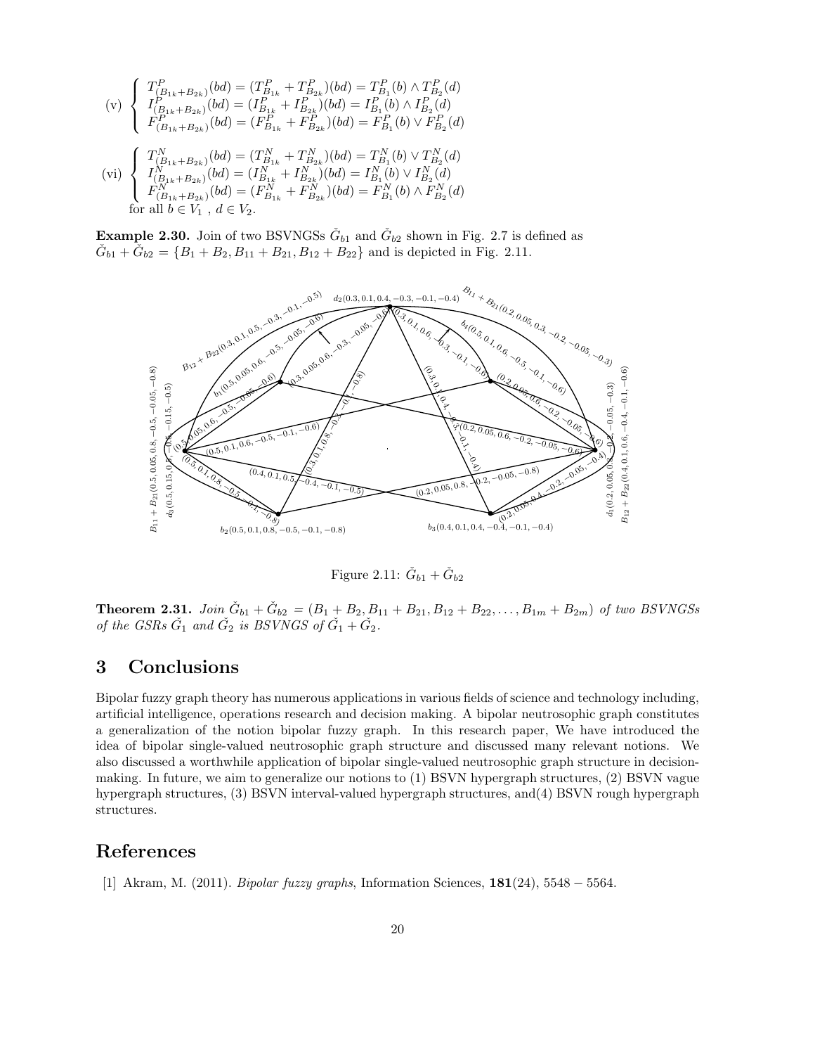(v) $\begin{cases} T^P_{(B_{1k}+B_{2k})}(bd) = (T^P_{B_{1k}} + T^P_{B_{2k}})(bd) = T^P_{B_1}(b) \wedge T^P_{B_2}(d) \\ I^P_{(B_{1k}+B_{2k})}(bd) = (I^P_{B_{1k}} + I^P_{B_{2k}})(bd) = I^P_{B_1}(b) \wedge I^P_{B_2}(d) \\ F^P_{(B_{1k}+B_{2k})}(bd) = (F^P_{B_{1k}} + F^P_{B_{2k}})(bd) = F^P_{B_1}(b) \vee F^P_{B_2}(d) \end{cases}$

(vi) $\begin{cases} T^N_{(B_{1k}+B_{2k})}(bd) = (T^N_{B_{1k}} + T^N_{B_{2k}})(bd) = T^N_{B_1}(b) \vee T^N_{B_2}(d) \\ I^N_{(B_{1k}+B_{2k})}(bd) = (I^N_{B_{1k}} + I^N_{B_{2k}})(bd) = I^N_{B_1}(b) \vee I^N_{B_2}(d) \\ F^N_{(B_{1k}+B_{2k})}(bd) = (F^N_{B_{1k}} + F^N_{B_{2k}})(bd) = F^N_{B_1}(b) \wedge F^N_{B_2}(d) \end{cases}$

for all $b \in V_1$ , $d \in V_2$.

**Example 2.30.** Join of two BSVNGSs $\check{G}_{b1}$ and $\check{G}_{b2}$ shown in Fig. 2.7 is defined as $\check{G}_{b1} + \check{G}_{b2} = \{B_1 + B_2, B_{11} + B_{21}, B_{12} + B_{22}\}$ and is depicted in Fig. 2.11.

Figure 2.11: $\check{G}_{b1} + \check{G}_{b2}$

**Theorem 2.31.** *Join $\check{G}_{b1} + \check{G}_{b2} = (B_1 + B_2, B_{11} + B_{21}, B_{12} + B_{22}, \ldots, B_{1m} + B_{2m})$ of two BSVNGSs of the GSRs $\check{G}_1$ and $\check{G}_2$ is BSVNGS of $\check{G}_1 + \check{G}_2$.*

# 3 Conclusions

Bipolar fuzzy graph theory has numerous applications in various fields of science and technology including, artificial intelligence, operations research and decision making. A bipolar neutrosophic graph constitutes a generalization of the notion bipolar fuzzy graph. In this research paper, We have introduced the idea of bipolar single-valued neutrosophic graph structure and discussed many relevant notions. We also discussed a worthwhile application of bipolar single-valued neutrosophic graph structure in decision-making. In future, we aim to generalize our notions to (1) BSVN hypergraph structures, (2) BSVN vague hypergraph structures, (3) BSVN interval-valued hypergraph structures, and(4) BSVN rough hypergraph structures.

# References

[1] Akram, M. (2011). *Bipolar fuzzy graphs*, Information Sciences, **181**(24), 5548 − 5564.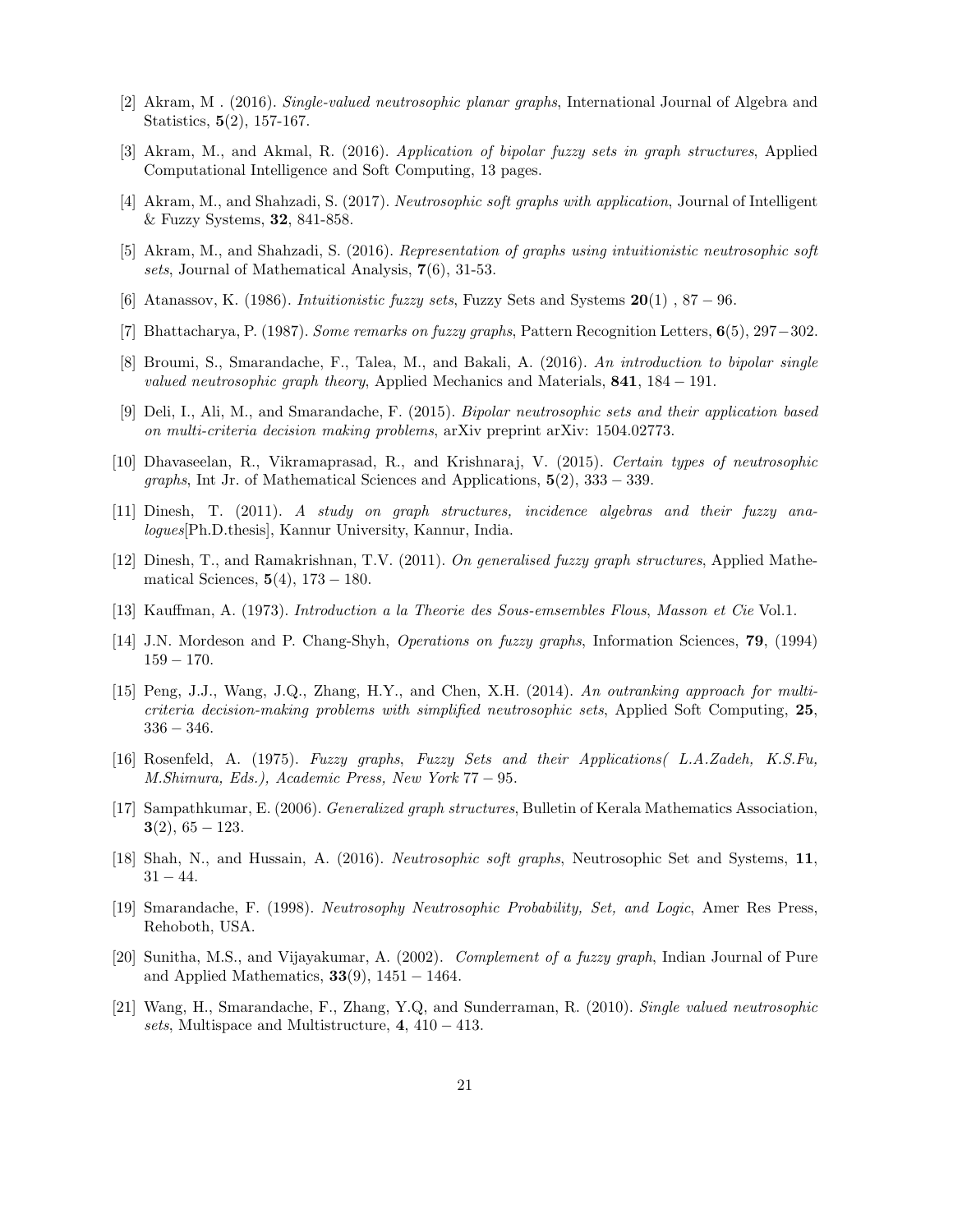[2] Akram, M . (2016). *Single-valued neutrosophic planar graphs*, International Journal of Algebra and Statistics, **5**(2), 157-167.

[3] Akram, M., and Akmal, R. (2016). *Application of bipolar fuzzy sets in graph structures*, Applied Computational Intelligence and Soft Computing, 13 pages.

[4] Akram, M., and Shahzadi, S. (2017). *Neutrosophic soft graphs with application*, Journal of Intelligent & Fuzzy Systems, **32**, 841-858.

[5] Akram, M., and Shahzadi, S. (2016). *Representation of graphs using intuitionistic neutrosophic soft sets*, Journal of Mathematical Analysis, **7**(6), 31-53.

[6] Atanassov, K. (1986). *Intuitionistic fuzzy sets*, Fuzzy Sets and Systems **20**(1) , 87 − 96.

[7] Bhattacharya, P. (1987). *Some remarks on fuzzy graphs*, Pattern Recognition Letters, **6**(5), 297−302.

[8] Broumi, S., Smarandache, F., Talea, M., and Bakali, A. (2016). *An introduction to bipolar single valued neutrosophic graph theory*, Applied Mechanics and Materials, **841**, 184 − 191.

[9] Deli, I., Ali, M., and Smarandache, F. (2015). *Bipolar neutrosophic sets and their application based on multi-criteria decision making problems*, arXiv preprint arXiv: 1504.02773.

[10] Dhavaseelan, R., Vikramaprasad, R., and Krishnaraj, V. (2015). *Certain types of neutrosophic graphs*, Int Jr. of Mathematical Sciences and Applications, **5**(2), 333 − 339.

[11] Dinesh, T. (2011). *A study on graph structures, incidence algebras and their fuzzy analogues*[Ph.D.thesis], Kannur University, Kannur, India.

[12] Dinesh, T., and Ramakrishnan, T.V. (2011). *On generalised fuzzy graph structures*, Applied Mathematical Sciences, **5**(4), 173 − 180.

[13] Kauffman, A. (1973). *Introduction a la Theorie des Sous-emsembles Flous, Masson et Cie* Vol.1.

[14] J.N. Mordeson and P. Chang-Shyh, *Operations on fuzzy graphs*, Information Sciences, **79**, (1994) 159 − 170.

[15] Peng, J.J., Wang, J.Q., Zhang, H.Y., and Chen, X.H. (2014). *An outranking approach for multi-criteria decision-making problems with simplified neutrosophic sets*, Applied Soft Computing, **25**, 336 − 346.

[16] Rosenfeld, A. (1975). *Fuzzy graphs, Fuzzy Sets and their Applications( L.A.Zadeh, K.S.Fu, M.Shimura, Eds.), Academic Press, New York* 77 − 95.

[17] Sampathkumar, E. (2006). *Generalized graph structures*, Bulletin of Kerala Mathematics Association, **3**(2), 65 − 123.

[18] Shah, N., and Hussain, A. (2016). *Neutrosophic soft graphs*, Neutrosophic Set and Systems, **11**, 31 − 44.

[19] Smarandache, F. (1998). *Neutrosophy Neutrosophic Probability, Set, and Logic*, Amer Res Press, Rehoboth, USA.

[20] Sunitha, M.S., and Vijayakumar, A. (2002). *Complement of a fuzzy graph*, Indian Journal of Pure and Applied Mathematics, **33**(9), 1451 − 1464.

[21] Wang, H., Smarandache, F., Zhang, Y.Q, and Sunderraman, R. (2010). *Single valued neutrosophic sets*, Multispace and Multistructure, **4**, 410 − 413.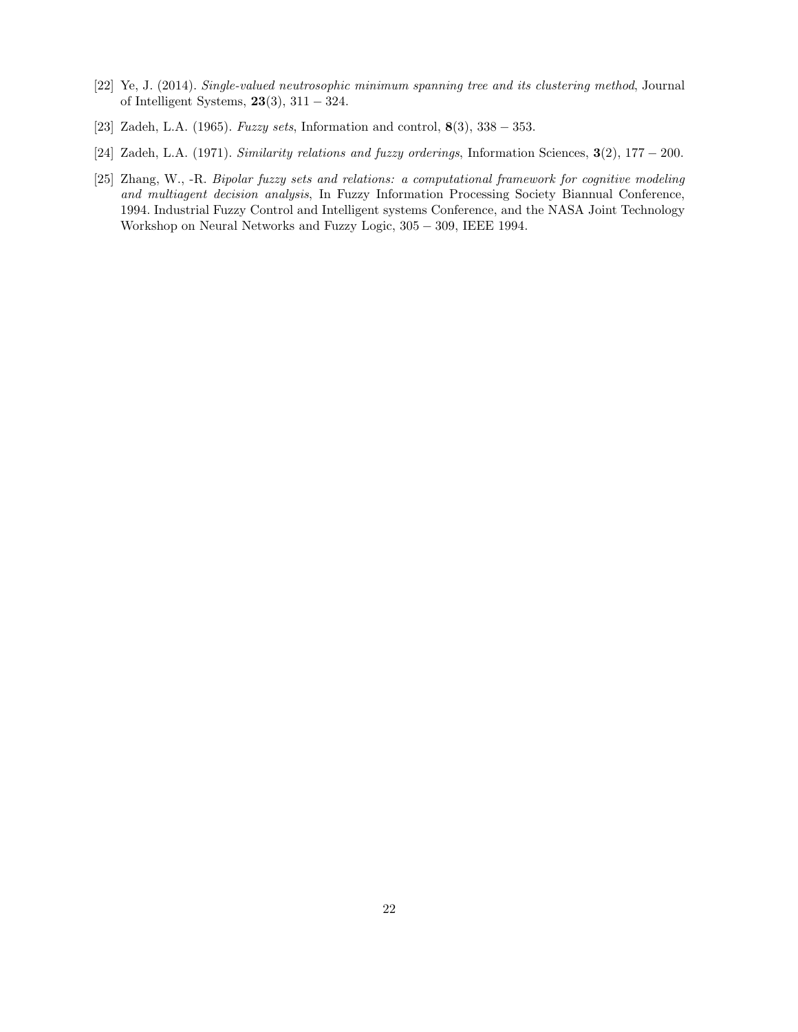[22] Ye, J. (2014). *Single-valued neutrosophic minimum spanning tree and its clustering method*, Journal of Intelligent Systems, **23**(3), $311 - 324$.

[23] Zadeh, L.A. (1965). *Fuzzy sets*, Information and control, **8**(3), $338 - 353$.

[24] Zadeh, L.A. (1971). *Similarity relations and fuzzy orderings*, Information Sciences, **3**(2), $177 - 200$.

[25] Zhang, W., -R. *Bipolar fuzzy sets and relations: a computational framework for cognitive modeling and multiagent decision analysis*, In Fuzzy Information Processing Society Biannual Conference, 1994. Industrial Fuzzy Control and Intelligent systems Conference, and the NASA Joint Technology Workshop on Neural Networks and Fuzzy Logic, $305 - 309$, IEEE 1994.